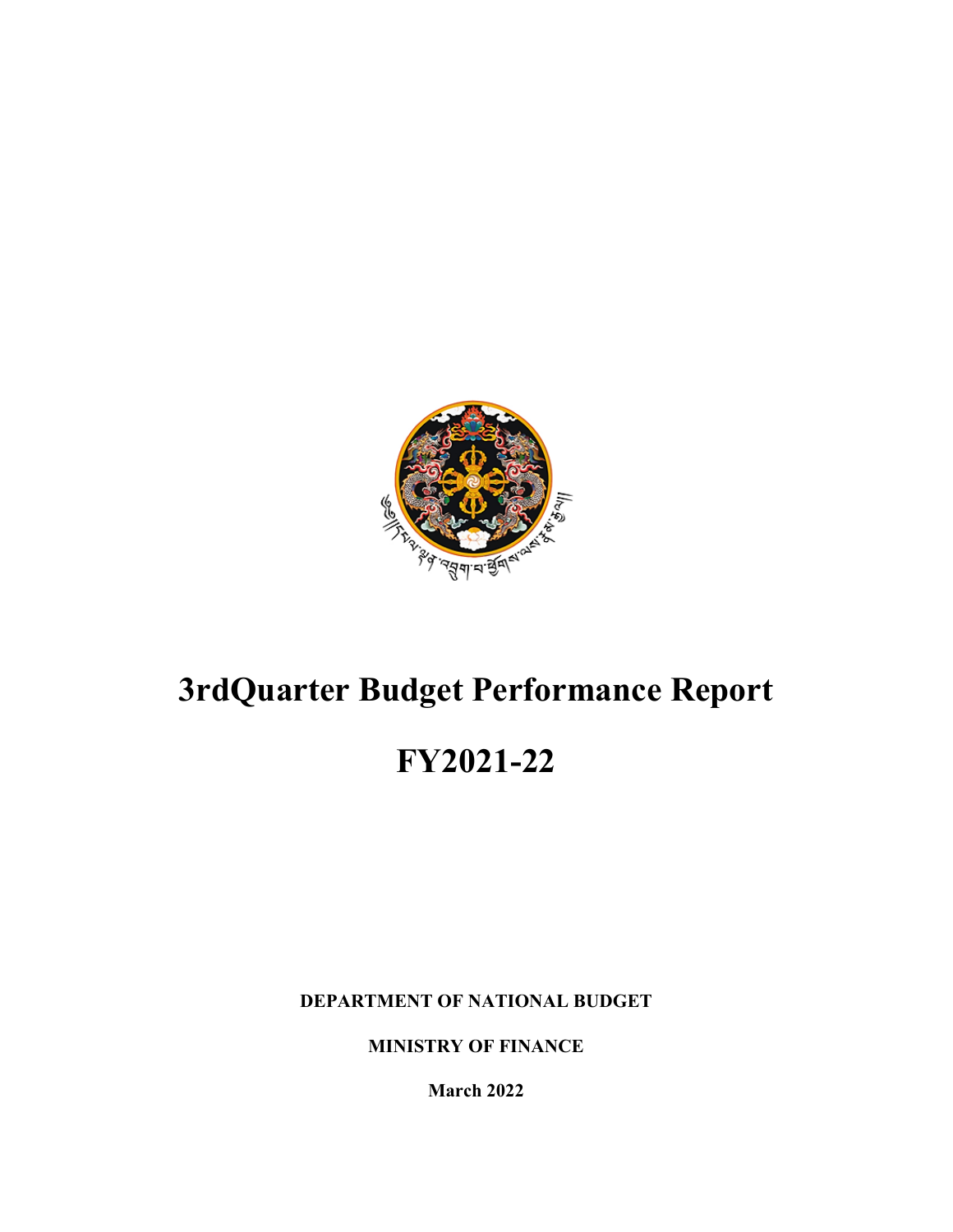# 3rdQuarter Budget Performance Report

# FY2021-22

**DEPARTMENT OF NATIONAL BUDGET**

**MINISTRY OF FINANCE**

**March 2022**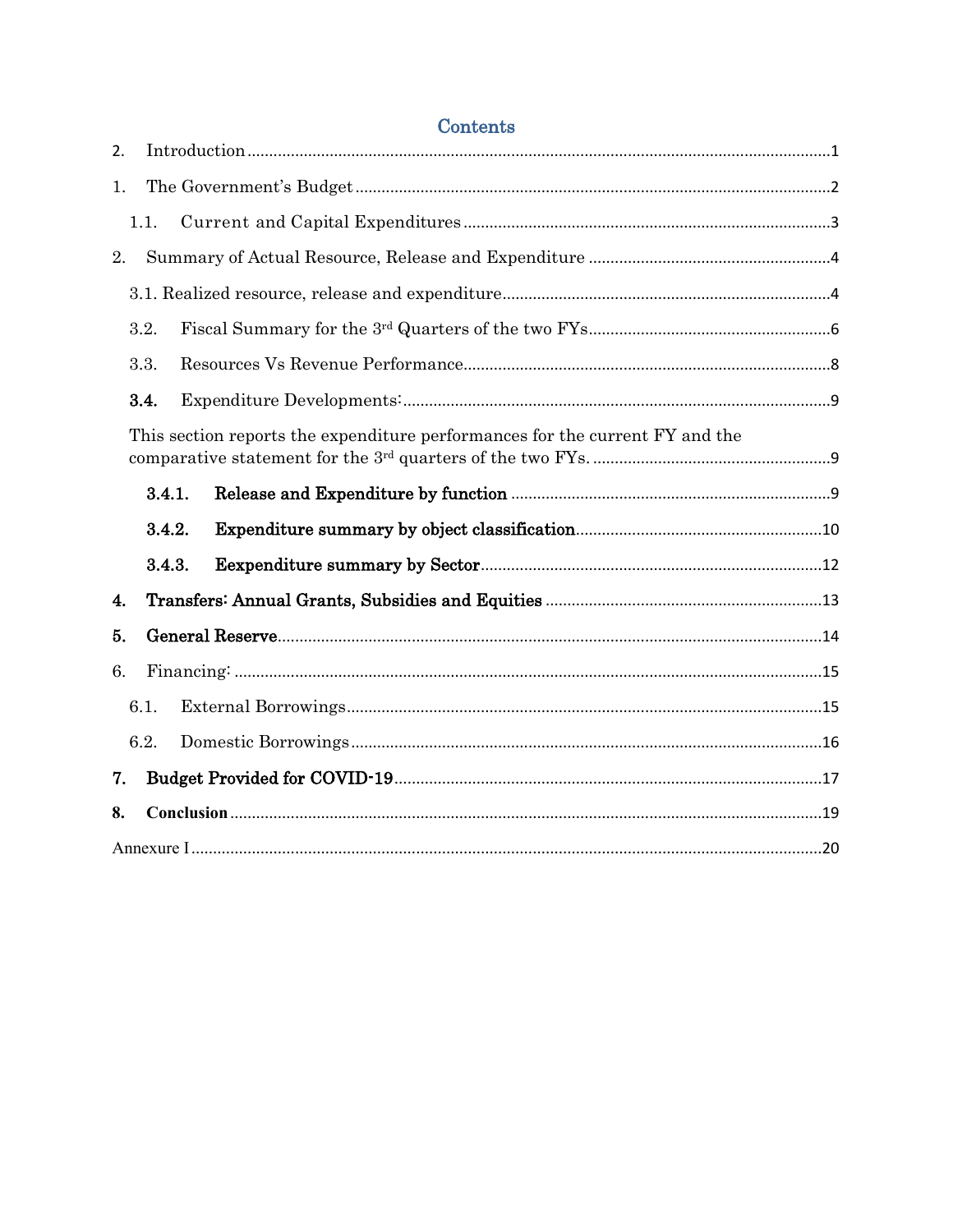# Contents

2. Introduction ..... 1

1. The Government's Budget ..... 2

   1.1. Current and Capital Expenditures ..... 3

2. Summary of Actual Resource, Release and Expenditure ..... 4

   3.1. Realized resource, release and expenditure ..... 4

   3.2. Fiscal Summary for the 3rd Quarters of the two FYs ..... 6

   3.3. Resources Vs Revenue Performance ..... 8

   **3.4.** Expenditure Developments: ..... 9

   This section reports the expenditure performances for the current FY and the comparative statement for the 3rd quarters of the two FYs. ..... 9

      **3.4.1. Release and Expenditure by function** ..... 9

      **3.4.2. Expenditure summary by object classification** ..... 10

      **3.4.3. Eexpenditure summary by Sector** ..... 12

**4. Transfers: Annual Grants, Subsidies and Equities** ..... 13

**5. General Reserve** ..... 14

6. Financing: ..... 15

   6.1. External Borrowings ..... 15

   6.2. Domestic Borrowings ..... 16

**7. Budget Provided for COVID-19** ..... 17

**8. Conclusion** ..... 19

Annexure I ..... 20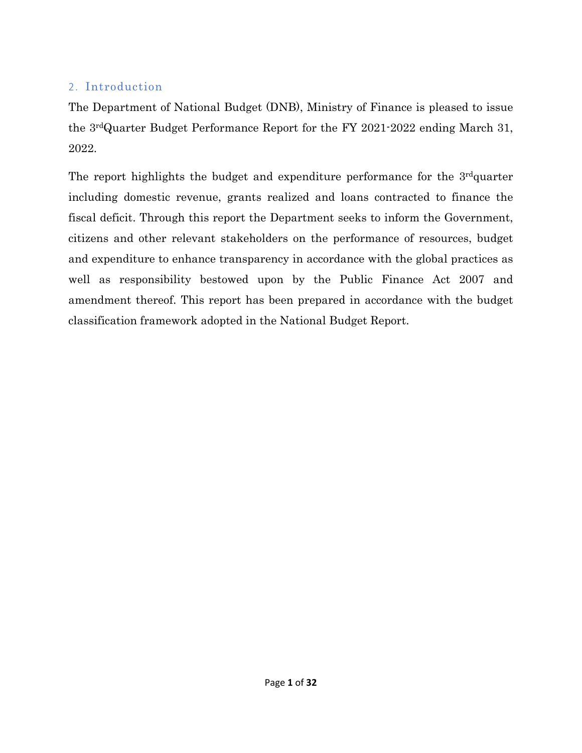## 2. Introduction

The Department of National Budget (DNB), Ministry of Finance is pleased to issue the 3rdQuarter Budget Performance Report for the FY 2021-2022 ending March 31, 2022.

The report highlights the budget and expenditure performance for the 3rdquarter including domestic revenue, grants realized and loans contracted to finance the fiscal deficit. Through this report the Department seeks to inform the Government, citizens and other relevant stakeholders on the performance of resources, budget and expenditure to enhance transparency in accordance with the global practices as well as responsibility bestowed upon by the Public Finance Act 2007 and amendment thereof. This report has been prepared in accordance with the budget classification framework adopted in the National Budget Report.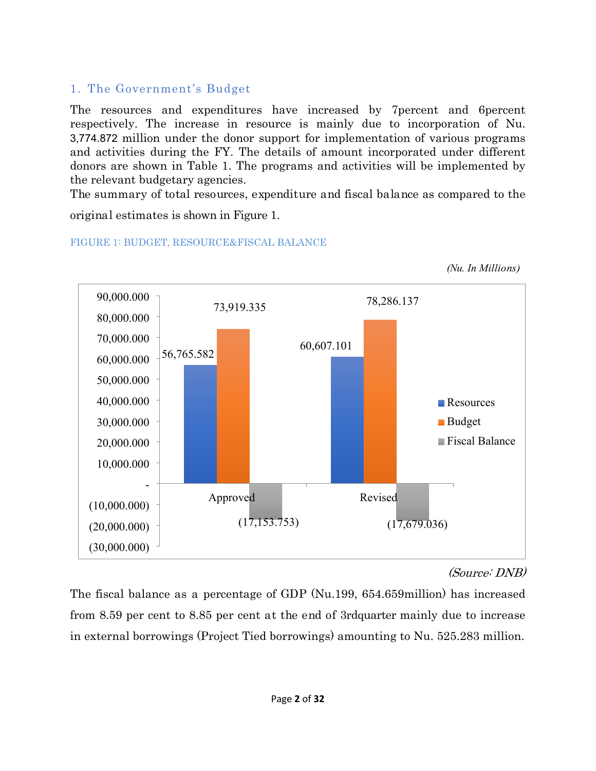## 1. The Government's Budget

The resources and expenditures have increased by 7percent and 6percent respectively. The increase in resource is mainly due to incorporation of Nu. 3,774.872 million under the donor support for implementation of various programs and activities during the FY. The details of amount incorporated under different donors are shown in Table 1. The programs and activities will be implemented by the relevant budgetary agencies.

The summary of total resources, expenditure and fiscal balance as compared to the original estimates is shown in Figure 1.

FIGURE 1: BUDGET, RESOURCE&FISCAL BALANCE

*(Nu. In Millions)*

| | Resources | Budget | Fiscal Balance |
|---|---|---|---|
| Approved | 56,765.582 | 73,919.335 | (17,153.753) |
| Revised | 60,607.101 | 78,286.137 | (17,679.036) |

*(Source: DNB)*

The fiscal balance as a percentage of GDP (Nu.199, 654.659million) has increased from 8.59 per cent to 8.85 per cent at the end of 3rdquarter mainly due to increase in external borrowings (Project Tied borrowings) amounting to Nu. 525.283 million.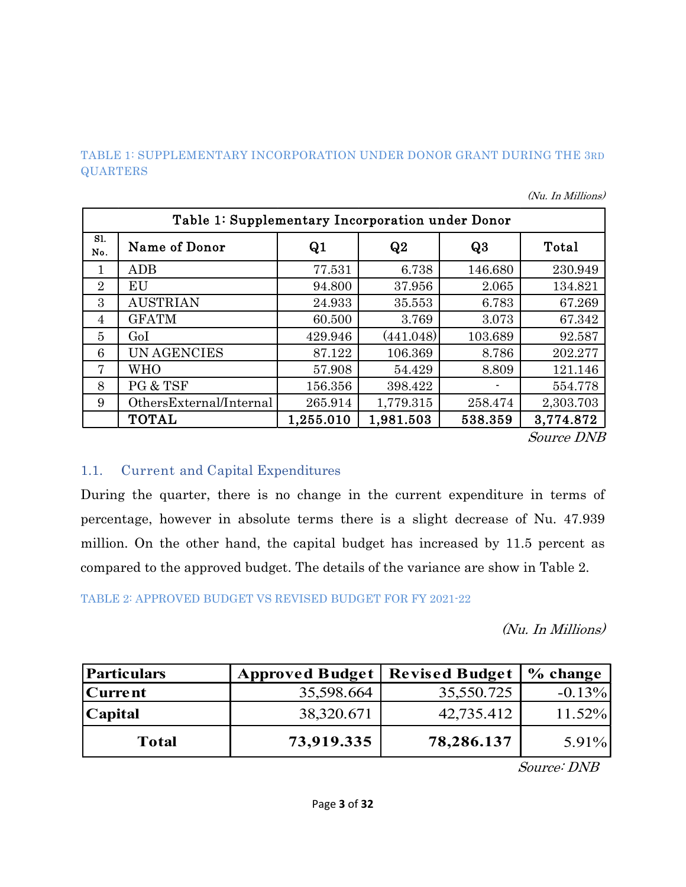TABLE 1: SUPPLEMENTARY INCORPORATION UNDER DONOR GRANT DURING THE 3RD QUARTERS

*(Nu. In Millions)*

| Table 1: Supplementary Incorporation under Donor | | | | | |
|---|---|---|---|---|---|
| Sl. No. | Name of Donor | Q1 | Q2 | Q3 | Total |
| 1 | ADB | 77.531 | 6.738 | 146.680 | 230.949 |
| 2 | EU | 94.800 | 37.956 | 2.065 | 134.821 |
| 3 | AUSTRIAN | 24.933 | 35.553 | 6.783 | 67.269 |
| 4 | GFATM | 60.500 | 3.769 | 3.073 | 67.342 |
| 5 | GoI | 429.946 | (441.048) | 103.689 | 92.587 |
| 6 | UN AGENCIES | 87.122 | 106.369 | 8.786 | 202.277 |
| 7 | WHO | 57.908 | 54.429 | 8.809 | 121.146 |
| 8 | PG & TSF | 156.356 | 398.422 | - | 554.778 |
| 9 | OthersExternal/Internal | 265.914 | 1,779.315 | 258.474 | 2,303.703 |
| | **TOTAL** | **1,255.010** | **1,981.503** | **538.359** | **3,774.872** |

*Source DNB*

## 1.1. Current and Capital Expenditures

During the quarter, there is no change in the current expenditure in terms of percentage, however in absolute terms there is a slight decrease of Nu. 47.939 million. On the other hand, the capital budget has increased by 11.5 percent as compared to the approved budget. The details of the variance are show in Table 2.

TABLE 2: APPROVED BUDGET VS REVISED BUDGET FOR FY 2021-22

*(Nu. In Millions)*

| Particulars | Approved Budget | Revised Budget | % change |
|---|---|---|---|
| **Current** | 35,598.664 | 35,550.725 | -0.13% |
| **Capital** | 38,320.671 | 42,735.412 | 11.52% |
| **Total** | **73,919.335** | **78,286.137** | 5.91% |

*Source: DNB*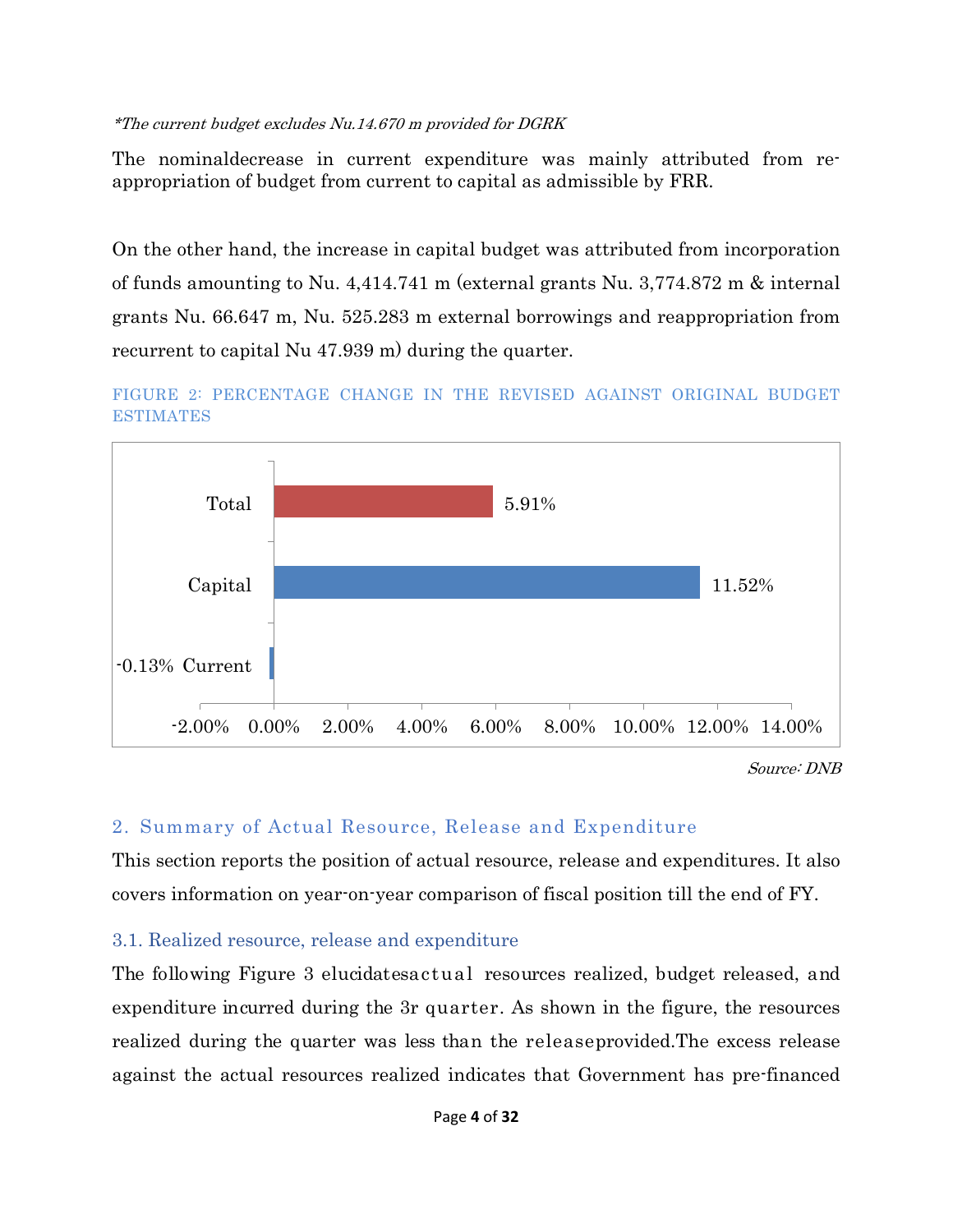*\*The current budget excludes Nu.14.670 m provided for DGRK*

The nominaldecrease in current expenditure was mainly attributed from re-appropriation of budget from current to capital as admissible by FRR.

On the other hand, the increase in capital budget was attributed from incorporation of funds amounting to Nu. 4,414.741 m (external grants Nu. 3,774.872 m & internal grants Nu. 66.647 m, Nu. 525.283 m external borrowings and reappropriation from recurrent to capital Nu 47.939 m) during the quarter.

FIGURE 2: PERCENTAGE CHANGE IN THE REVISED AGAINST ORIGINAL BUDGET ESTIMATES

| | Percentage change |
|---|---|
| Total | 5.91% |
| Capital | 11.52% |
| Current | -0.13% |

*Source: DNB*

## 2. Summary of Actual Resource, Release and Expenditure

This section reports the position of actual resource, release and expenditures. It also covers information on year-on-year comparison of fiscal position till the end of FY.

### 3.1. Realized resource, release and expenditure

The following Figure 3 elucidatesactual resources realized, budget released, and expenditure incurred during the 3r quarter. As shown in the figure, the resources realized during the quarter was less than the releaseprovided.The excess release against the actual resources realized indicates that Government has pre-financed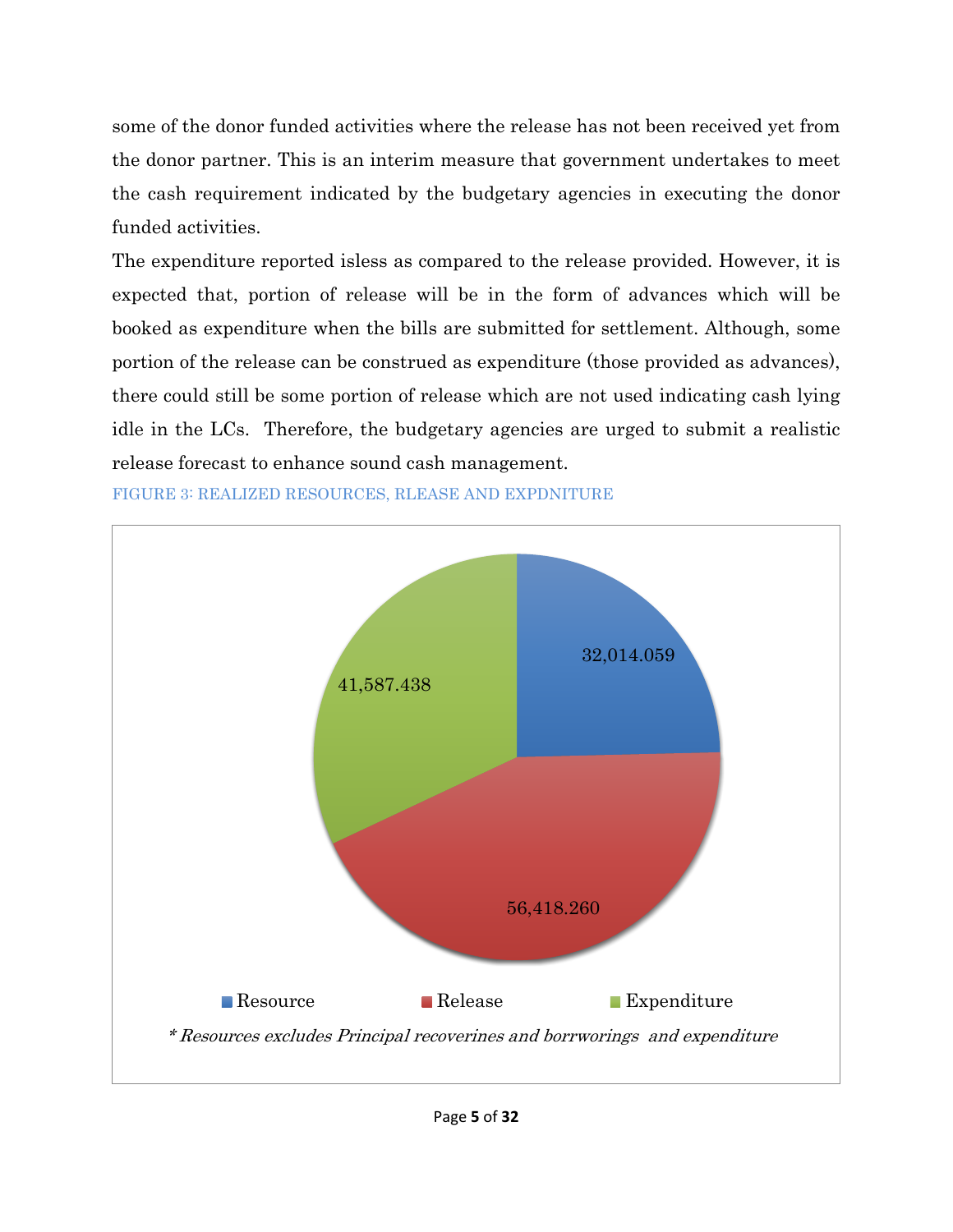some of the donor funded activities where the release has not been received yet from the donor partner. This is an interim measure that government undertakes to meet the cash requirement indicated by the budgetary agencies in executing the donor funded activities.

The expenditure reported isless as compared to the release provided. However, it is expected that, portion of release will be in the form of advances which will be booked as expenditure when the bills are submitted for settlement. Although, some portion of the release can be construed as expenditure (those provided as advances), there could still be some portion of release which are not used indicating cash lying idle in the LCs. Therefore, the budgetary agencies are urged to submit a realistic release forecast to enhance sound cash management.

FIGURE 3: REALIZED RESOURCES, RLEASE AND EXPDNITURE

| | Value |
|---|---|
| Resource | 32,014.059 |
| Release | 56,418.260 |
| Expenditure | 41,587.438 |

*\* Resources excludes Principal recoverines and borrworings and expenditure*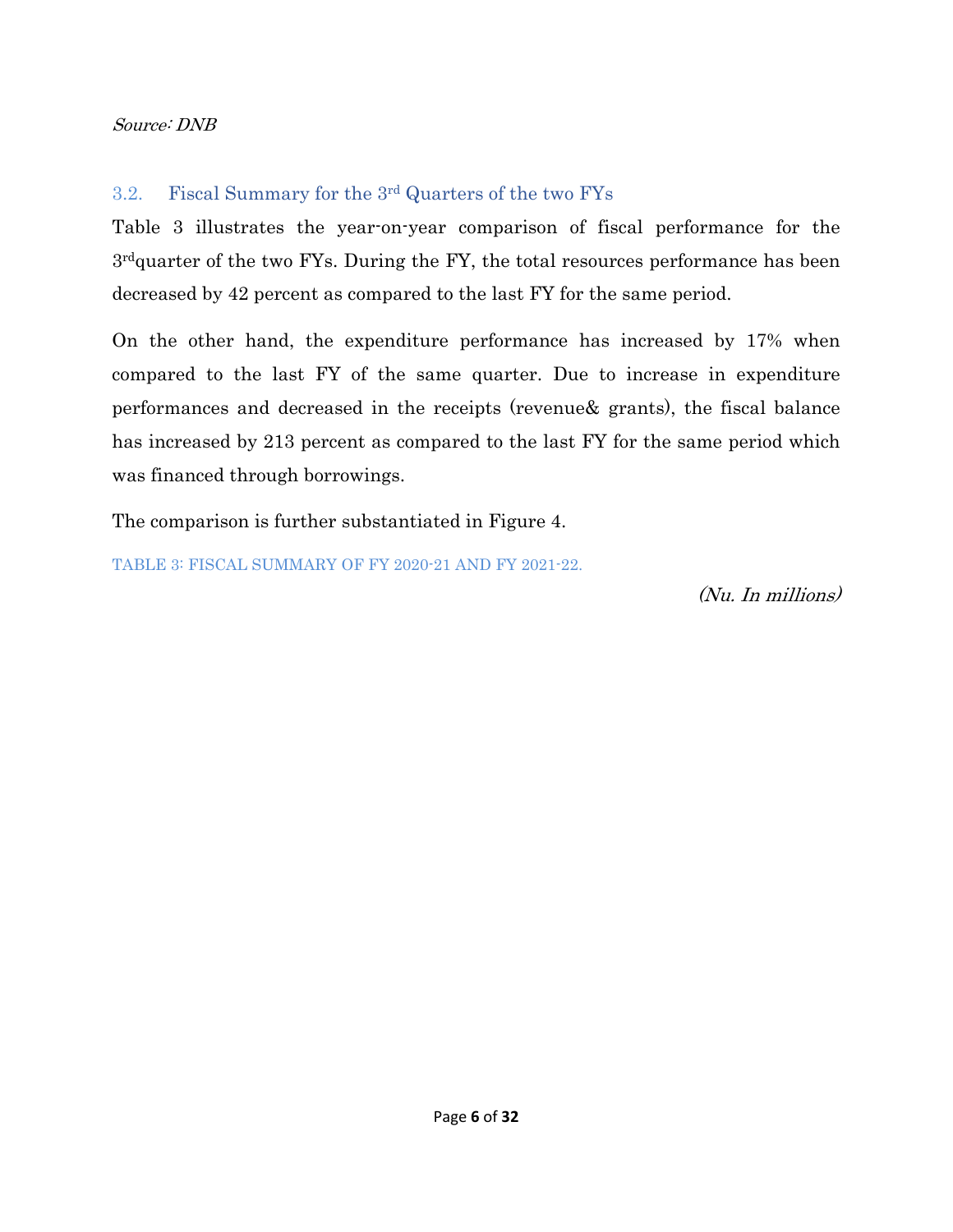*Source: DNB*

### 3.2. Fiscal Summary for the 3rd Quarters of the two FYs

Table 3 illustrates the year-on-year comparison of fiscal performance for the 3rdquarter of the two FYs. During the FY, the total resources performance has been decreased by 42 percent as compared to the last FY for the same period.

On the other hand, the expenditure performance has increased by 17% when compared to the last FY of the same quarter. Due to increase in expenditure performances and decreased in the receipts (revenue& grants), the fiscal balance has increased by 213 percent as compared to the last FY for the same period which was financed through borrowings.

The comparison is further substantiated in Figure 4.

TABLE 3: FISCAL SUMMARY OF FY 2020-21 AND FY 2021-22.

*(Nu. In millions)*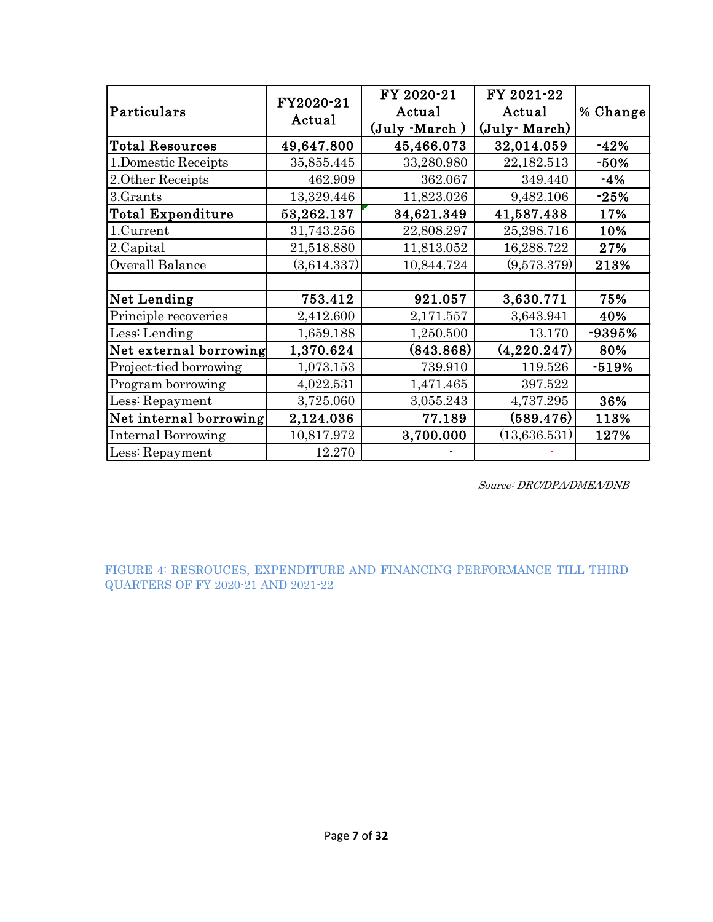| Particulars | FY2020-21 Actual | FY 2020-21 Actual (July -March ) | FY 2021-22 Actual (July- March) | % Change |
|---|---|---|---|---|
| **Total Resources** | **49,647.800** | **45,466.073** | **32,014.059** | **-42%** |
| 1.Domestic Receipts | 35,855.445 | 33,280.980 | 22,182.513 | **-50%** |
| 2.Other Receipts | 462.909 | 362.067 | 349.440 | **-4%** |
| 3.Grants | 13,329.446 | 11,823.026 | 9,482.106 | **-25%** |
| **Total Expenditure** | **53,262.137** | **34,621.349** | **41,587.438** | **17%** |
| 1.Current | 31,743.256 | 22,808.297 | 25,298.716 | **10%** |
| 2.Capital | 21,518.880 | 11,813.052 | 16,288.722 | **27%** |
| Overall Balance | (3,614.337) | 10,844.724 | (9,573.379) | **213%** |
| | | | | |
| **Net Lending** | **753.412** | **921.057** | **3,630.771** | **75%** |
| Principle recoveries | 2,412.600 | 2,171.557 | 3,643.941 | **40%** |
| Less: Lending | 1,659.188 | 1,250.500 | 13.170 | **-9395%** |
| **Net external borrowing** | **1,370.624** | **(843.868)** | **(4,220.247)** | **80%** |
| Project-tied borrowing | 1,073.153 | 739.910 | 119.526 | **-519%** |
| Program borrowing | 4,022.531 | 1,471.465 | 397.522 | |
| Less: Repayment | 3,725.060 | 3,055.243 | 4,737.295 | **36%** |
| **Net internal borrowing** | **2,124.036** | **77.189** | **(589.476)** | **113%** |
| Internal Borrowing | 10,817.972 | **3,700.000** | (13,636.531) | **127%** |
| Less: Repayment | 12.270 | - | - | |

*Source: DRC/DPA/DMEA/DNB*

FIGURE 4: RESROUCES, EXPENDITURE AND FINANCING PERFORMANCE TILL THIRD QUARTERS OF FY 2020-21 AND 2021-22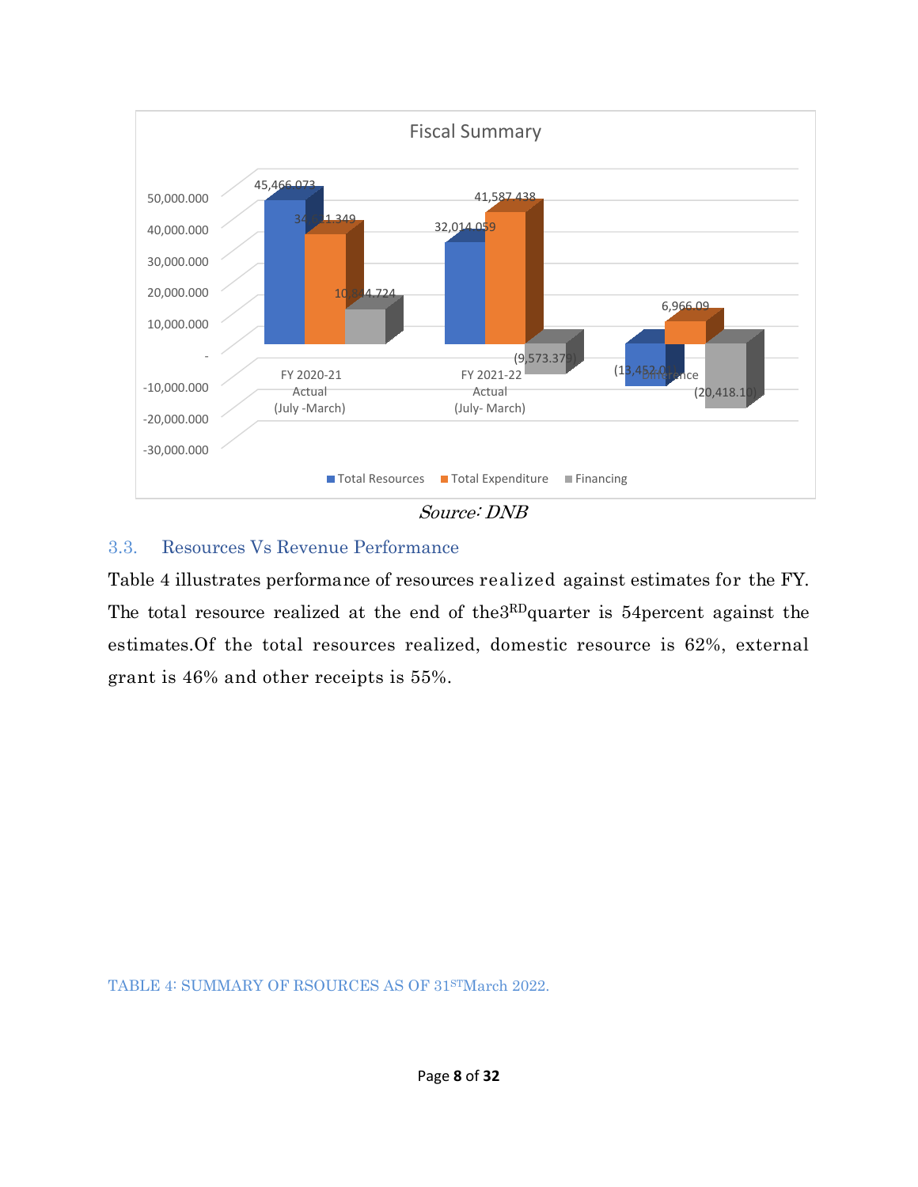Fiscal Summary

| | Total Resources | Total Expenditure | Financing |
|---|---|---|---|
| FY 2020-21 Actual (July -March) | 45,466.073 | 34,621.349 | 10,844.724 |
| FY 2021-22 Actual (July- March) | 32,014.059 | 41,587.438 | (9,573.379) |
| Difference | (13,452.01) | 6,966.09 | (20,418.10) |

*Source: DNB*

### 3.3. Resources Vs Revenue Performance

Table 4 illustrates performance of resources realized against estimates for the FY. The total resource realized at the end of the3RDquarter is 54percent against the estimates.Of the total resources realized, domestic resource is 62%, external grant is 46% and other receipts is 55%.

TABLE 4: SUMMARY OF RSOURCES AS OF 31STMarch 2022.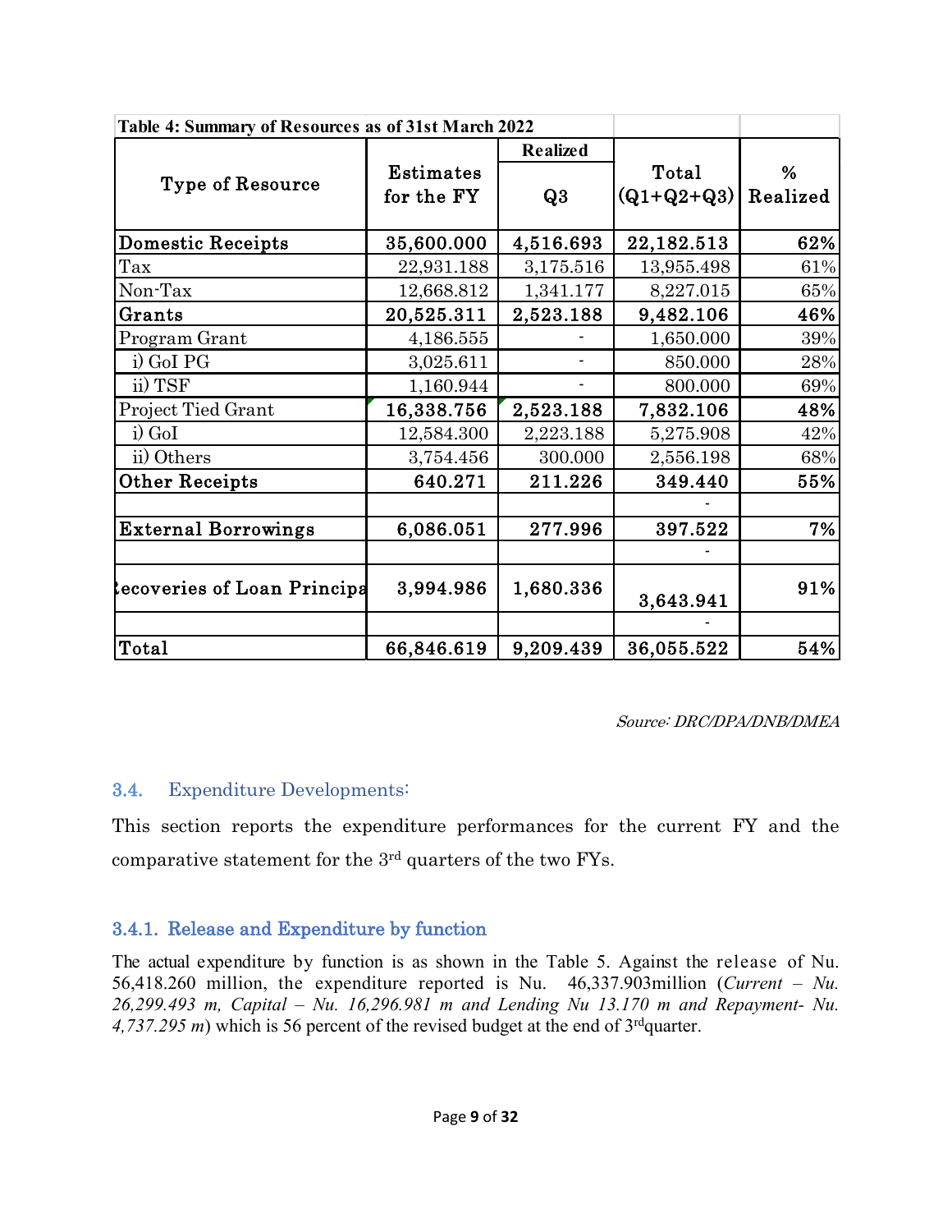**Table 4: Summary of Resources as of 31st March 2022**

| Type of Resource | Estimates for the FY | Realized | Total (Q1+Q2+Q3) | % Realized |
|---|---|---|---|---|
| | | Q3 | | |
| **Domestic Receipts** | **35,600.000** | **4,516.693** | **22,182.513** | **62%** |
| Tax | 22,931.188 | 3,175.516 | 13,955.498 | 61% |
| Non-Tax | 12,668.812 | 1,341.177 | 8,227.015 | 65% |
| **Grants** | **20,525.311** | **2,523.188** | **9,482.106** | **46%** |
| Program Grant | 4,186.555 | - | 1,650.000 | 39% |
| i) GoI PG | 3,025.611 | - | 850.000 | 28% |
| ii) TSF | 1,160.944 | - | 800.000 | 69% |
| Project Tied Grant | **16,338.756** | **2,523.188** | **7,832.106** | **48%** |
| i) GoI | 12,584.300 | 2,223.188 | 5,275.908 | 42% |
| ii) Others | 3,754.456 | 300.000 | 2,556.198 | 68% |
| **Other Receipts** | **640.271** | **211.226** | **349.440** | **55%** |
| | | | - | |
| **External Borrowings** | **6,086.051** | **277.996** | **397.522** | **7%** |
| | | | - | |
| **Recoveries of Loan Principal** | **3,994.986** | **1,680.336** | **3,643.941** | **91%** |
| | | | - | |
| **Total** | **66,846.619** | **9,209.439** | **36,055.522** | **54%** |

*Source: DRC/DPA/DNB/DMEA*

### 3.4. Expenditure Developments:

This section reports the expenditure performances for the current FY and the comparative statement for the 3rd quarters of the two FYs.

#### 3.4.1. Release and Expenditure by function

The actual expenditure by function is as shown in the Table 5. Against the release of Nu. 56,418.260 million, the expenditure reported is Nu. 46,337.903million (*Current – Nu. 26,299.493 m, Capital – Nu. 16,296.981 m and Lending Nu 13.170 m and Repayment- Nu. 4,737.295 m*) which is 56 percent of the revised budget at the end of 3rd quarter.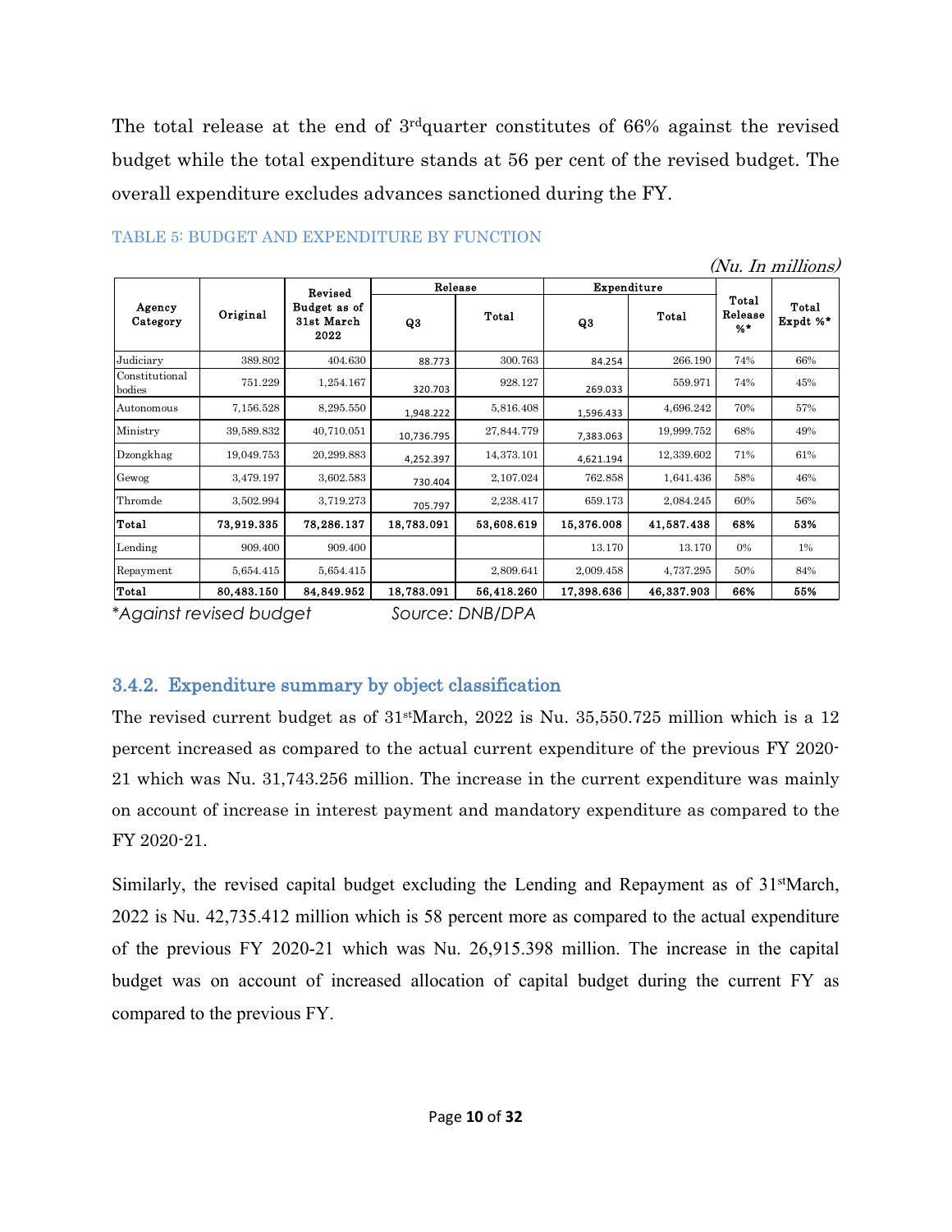The total release at the end of 3[rd]quarter constitutes of 66% against the revised budget while the total expenditure stands at 56 per cent of the revised budget. The overall expenditure excludes advances sanctioned during the FY.

TABLE 5: BUDGET AND EXPENDITURE BY FUNCTION

*(Nu. In millions)*

| Agency Category | Original | Revised Budget as of 31st March 2022 | Release | | Expenditure | | Total Release %* | Total Expdt %* |
|---|---|---|---|---|---|---|---|---|
| | | | Q3 | Total | Q3 | Total | | |
| Judiciary | 389.802 | 404.630 | 88.773 | 300.763 | 84.254 | 266.190 | 74% | 66% |
| Constitutional bodies | 751.229 | 1,254.167 | 320.703 | 928.127 | 269.033 | 559.971 | 74% | 45% |
| Autonomous | 7,156.528 | 8,295.550 | 1,948.222 | 5,816.408 | 1,596.433 | 4,696.242 | 70% | 57% |
| Ministry | 39,589.832 | 40,710.051 | 10,736.795 | 27,844.779 | 7,383.063 | 19,999.752 | 68% | 49% |
| Dzongkhag | 19,049.753 | 20,299.883 | 4,252.397 | 14,373.101 | 4,621.194 | 12,339.602 | 71% | 61% |
| Gewog | 3,479.197 | 3,602.583 | 730.404 | 2,107.024 | 762.858 | 1,641.436 | 58% | 46% |
| Thromde | 3,502.994 | 3,719.273 | 705.797 | 2,238.417 | 659.173 | 2,084.245 | 60% | 56% |
| **Total** | **73,919.335** | **78,286.137** | **18,783.091** | **53,608.619** | **15,376.008** | **41,587.438** | **68%** | **53%** |
| Lending | 909.400 | 909.400 | | | 13.170 | 13.170 | 0% | 1% |
| Repayment | 5,654.415 | 5,654.415 | | 2,809.641 | 2,009.458 | 4,737.295 | 50% | 84% |
| **Total** | **80,483.150** | **84,849.952** | **18,783.091** | **56,418.260** | **17,398.636** | **46,337.903** | **66%** | **55%** |

*\*Against revised budget*　　　　*Source: DNB/DPA*

### 3.4.2. Expenditure summary by object classification

The revised current budget as of 31[st]March, 2022 is Nu. 35,550.725 million which is a 12 percent increased as compared to the actual current expenditure of the previous FY 2020-21 which was Nu. 31,743.256 million. The increase in the current expenditure was mainly on account of increase in interest payment and mandatory expenditure as compared to the FY 2020-21.

Similarly, the revised capital budget excluding the Lending and Repayment as of 31[st]March, 2022 is Nu. 42,735.412 million which is 58 percent more as compared to the actual expenditure of the previous FY 2020-21 which was Nu. 26,915.398 million. The increase in the capital budget was on account of increased allocation of capital budget during the current FY as compared to the previous FY.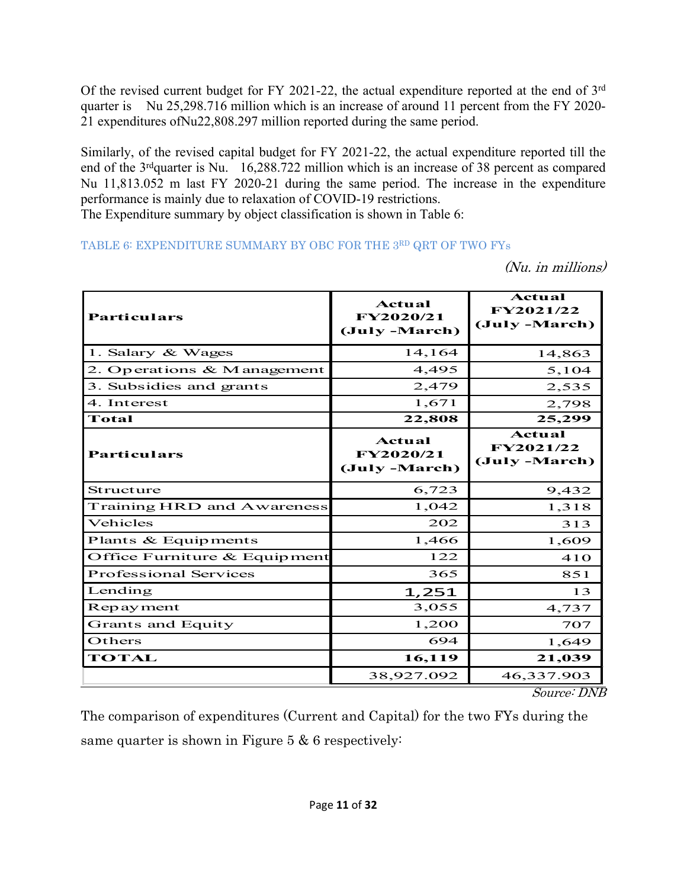Of the revised current budget for FY 2021-22, the actual expenditure reported at the end of 3rd quarter is Nu 25,298.716 million which is an increase of around 11 percent from the FY 2020-21 expenditures ofNu22,808.297 million reported during the same period.

Similarly, of the revised capital budget for FY 2021-22, the actual expenditure reported till the end of the 3rdquarter is Nu. 16,288.722 million which is an increase of 38 percent as compared Nu 11,813.052 m last FY 2020-21 during the same period. The increase in the expenditure performance is mainly due to relaxation of COVID-19 restrictions.
The Expenditure summary by object classification is shown in Table 6:

TABLE 6: EXPENDITURE SUMMARY BY OBC FOR THE 3RD QRT OF TWO FYs

*(Nu. in millions)*

| Particulars | Actual FY2020/21 (July -March) | Actual FY2021/22 (July -March) |
|---|---|---|
| 1. Salary & Wages | 14,164 | 14,863 |
| 2. Operations & Management | 4,495 | 5,104 |
| 3. Subsidies and grants | 2,479 | 2,535 |
| 4. Interest | 1,671 | 2,798 |
| **Total** | **22,808** | **25,299** |
| **Particulars** | **Actual FY2020/21 (July -March)** | **Actual FY2021/22 (July -March)** |
| Structure | 6,723 | 9,432 |
| Training HRD and Awareness | 1,042 | 1,318 |
| Vehicles | 202 | 313 |
| Plants & Equipments | 1,466 | 1,609 |
| Office Furniture & Equipment | 122 | 410 |
| Professional Services | 365 | 851 |
| Lending | 1,251 | 13 |
| Repayment | 3,055 | 4,737 |
| Grants and Equity | 1,200 | 707 |
| Others | 694 | 1,649 |
| **TOTAL** | **16,119** | **21,039** |
| | 38,927.092 | 46,337.903 |

*Source: DNB*

The comparison of expenditures (Current and Capital) for the two FYs during the same quarter is shown in Figure 5 & 6 respectively: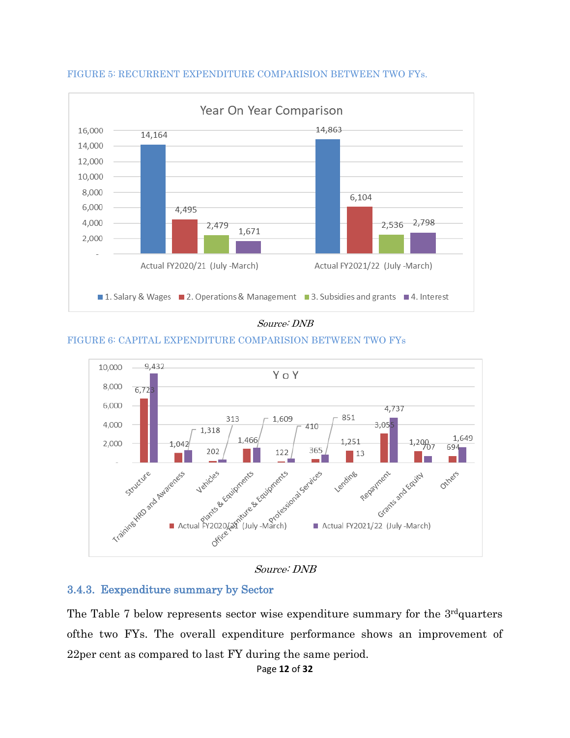FIGURE 5: RECURRENT EXPENDITURE COMPARISION BETWEEN TWO FYs.

Source: DNB

FIGURE 6: CAPITAL EXPENDITURE COMPARISION BETWEEN TWO FYs

Source: DNB

### 3.4.3. Expenditure summary by Sector

The Table 7 below represents sector wise expenditure summary for the 3rdquarters ofthe two FYs. The overall expenditure performance shows an improvement of 22per cent as compared to last FY during the same period.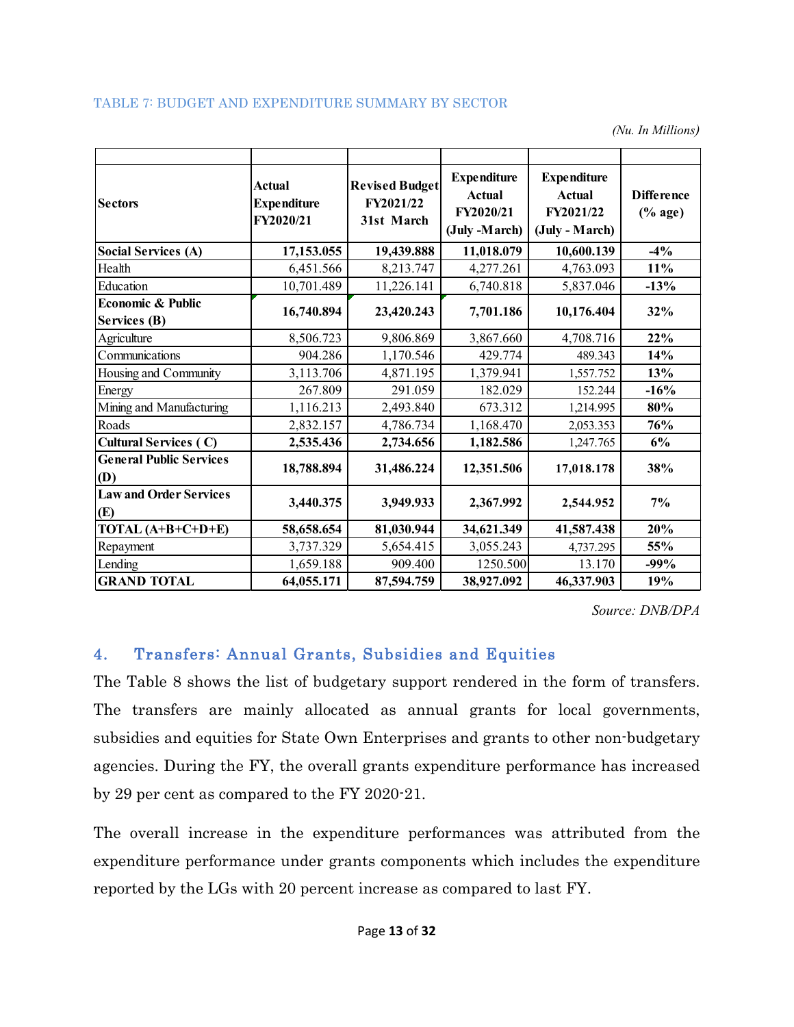TABLE 7: BUDGET AND EXPENDITURE SUMMARY BY SECTOR

*(Nu. In Millions)*

| Sectors | Actual Expenditure FY2020/21 | Revised Budget FY2021/22 31st March | Expenditure Actual FY2020/21 (July -March) | Expenditure Actual FY2021/22 (July - March) | Difference (% age) |
|---|---|---|---|---|---|
| **Social Services (A)** | **17,153.055** | **19,439.888** | **11,018.079** | **10,600.139** | **-4%** |
| Health | 6,451.566 | 8,213.747 | 4,277.261 | 4,763.093 | **11%** |
| Education | 10,701.489 | 11,226.141 | 6,740.818 | 5,837.046 | **-13%** |
| **Economic & Public Services (B)** | **16,740.894** | **23,420.243** | **7,701.186** | **10,176.404** | **32%** |
| Agriculture | 8,506.723 | 9,806.869 | 3,867.660 | 4,708.716 | **22%** |
| Communications | 904.286 | 1,170.546 | 429.774 | 489.343 | **14%** |
| Housing and Community | 3,113.706 | 4,871.195 | 1,379.941 | 1,557.752 | **13%** |
| Energy | 267.809 | 291.059 | 182.029 | 152.244 | **-16%** |
| Mining and Manufacturing | 1,116.213 | 2,493.840 | 673.312 | 1,214.995 | **80%** |
| Roads | 2,832.157 | 4,786.734 | 1,168.470 | 2,053.353 | **76%** |
| **Cultural Services ( C)** | **2,535.436** | **2,734.656** | **1,182.586** | 1,247.765 | **6%** |
| **General Public Services (D)** | **18,788.894** | **31,486.224** | **12,351.506** | **17,018.178** | **38%** |
| **Law and Order Services (E)** | **3,440.375** | **3,949.933** | **2,367.992** | **2,544.952** | **7%** |
| **TOTAL (A+B+C+D+E)** | **58,658.654** | **81,030.944** | **34,621.349** | **41,587.438** | **20%** |
| Repayment | 3,737.329 | 5,654.415 | 3,055.243 | 4,737.295 | **55%** |
| Lending | 1,659.188 | 909.400 | 1250.500 | 13.170 | **-99%** |
| **GRAND TOTAL** | **64,055.171** | **87,594.759** | **38,927.092** | **46,337.903** | **19%** |

*Source: DNB/DPA*

## 4. Transfers: Annual Grants, Subsidies and Equities

The Table 8 shows the list of budgetary support rendered in the form of transfers. The transfers are mainly allocated as annual grants for local governments, subsidies and equities for State Own Enterprises and grants to other non-budgetary agencies. During the FY, the overall grants expenditure performance has increased by 29 per cent as compared to the FY 2020-21.

The overall increase in the expenditure performances was attributed from the expenditure performance under grants components which includes the expenditure reported by the LGs with 20 percent increase as compared to last FY.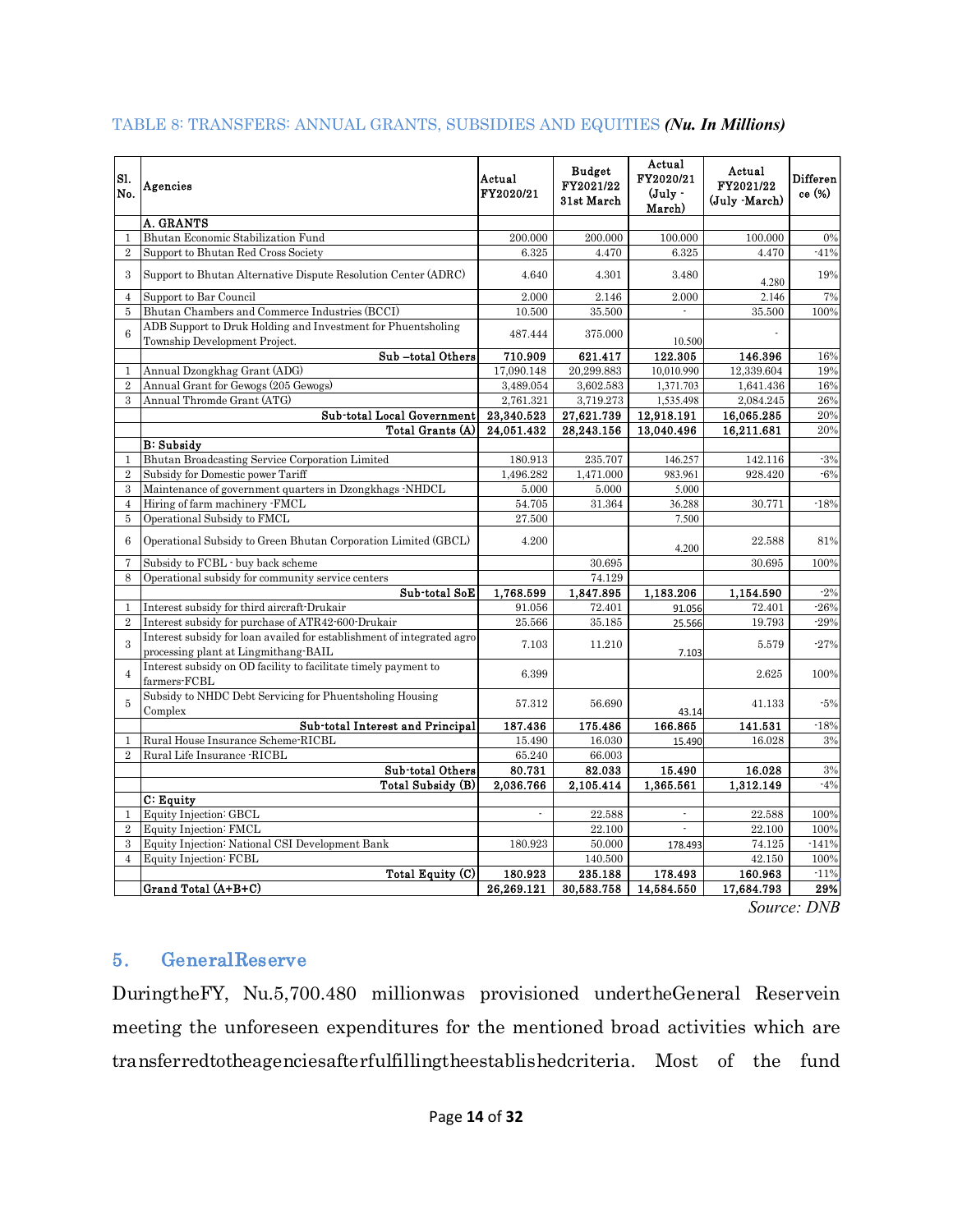TABLE 8: TRANSFERS: ANNUAL GRANTS, SUBSIDIES AND EQUITIES ***(Nu. In Millions)***

| Sl. No. | Agencies | Actual FY2020/21 | Budget FY2021/22 31st March | Actual FY2020/21 (July - March) | Actual FY2021/22 (July -March) | Difference (%) |
|---|---|---|---|---|---|---|
| | **A. GRANTS** | | | | | |
| 1 | Bhutan Economic Stabilization Fund | 200.000 | 200.000 | 100.000 | 100.000 | 0% |
| 2 | Support to Bhutan Red Cross Society | 6.325 | 4.470 | 6.325 | 4.470 | -41% |
| 3 | Support to Bhutan Alternative Dispute Resolution Center (ADRC) | 4.640 | 4.301 | 3.480 | 4.280 | 19% |
| 4 | Support to Bar Council | 2.000 | 2.146 | 2.000 | 2.146 | 7% |
| 5 | Bhutan Chambers and Commerce Industries (BCCI) | 10.500 | 35.500 | - | 35.500 | 100% |
| 6 | ADB Support to Druk Holding and Investment for Phuentsholing Township Development Project. | 487.444 | 375.000 | 10.500 | - | |
| | **Sub –total Others** | **710.909** | **621.417** | **122.305** | **146.396** | 16% |
| 1 | Annual Dzongkhag Grant (ADG) | 17,090.148 | 20,299.883 | 10,010.990 | 12,339.604 | 19% |
| 2 | Annual Grant for Gewogs (205 Gewogs) | 3,489.054 | 3,602.583 | 1,371.703 | 1,641.436 | 16% |
| 3 | Annual Thromde Grant (ATG) | 2,761.321 | 3,719.273 | 1,535.498 | 2,084.245 | 26% |
| | **Sub-total Local Government** | **23,340.523** | **27,621.739** | **12,918.191** | **16,065.285** | 20% |
| | **Total Grants (A)** | **24,051.432** | **28,243.156** | **13,040.496** | **16,211.681** | 20% |
| | **B: Subsidy** | | | | | |
| 1 | Bhutan Broadcasting Service Corporation Limited | 180.913 | 235.707 | 146.257 | 142.116 | -3% |
| 2 | Subsidy for Domestic power Tariff | 1,496.282 | 1,471.000 | 983.961 | 928.420 | -6% |
| 3 | Maintenance of government quarters in Dzongkhags -NHDCL | 5.000 | 5.000 | 5.000 | | |
| 4 | Hiring of farm machinery -FMCL | 54.705 | 31.364 | 36.288 | 30.771 | -18% |
| 5 | Operational Subsidy to FMCL | 27.500 | | 7.500 | | |
| 6 | Operational Subsidy to Green Bhutan Corporation Limited (GBCL) | 4.200 | | 4.200 | 22.588 | 81% |
| 7 | Subsidy to FCBL - buy back scheme | | 30.695 | | 30.695 | 100% |
| 8 | Operational subsidy for community service centers | | 74.129 | | | |
| | **Sub-total SoE** | **1,768.599** | **1,847.895** | **1,183.206** | **1,154.590** | -2% |
| 1 | Interest subsidy for third aircraft-Drukair | 91.056 | 72.401 | 91.056 | 72.401 | -26% |
| 2 | Interest subsidy for purchase of ATR42-600-Drukair | 25.566 | 35.185 | 25.566 | 19.793 | -29% |
| 3 | Interest subsidy for loan availed for establishment of integrated agro processing plant at Lingmithang-BAIL | 7.103 | 11.210 | 7.103 | 5.579 | -27% |
| 4 | Interest subsidy on OD facility to facilitate timely payment to farmers-FCBL | 6.399 | | | 2.625 | 100% |
| 5 | Subsidy to NHDC Debt Servicing for Phuentsholing Housing Complex | 57.312 | 56.690 | 43.14 | 41.133 | -5% |
| | **Sub-total Interest and Principal** | **187.436** | **175.486** | **166.865** | **141.531** | -18% |
| 1 | Rural House Insurance Scheme-RICBL | 15.490 | 16.030 | 15.490 | 16.028 | 3% |
| 2 | Rural Life Insurance -RICBL | 65.240 | 66.003 | | | |
| | **Sub-total Others** | **80.731** | **82.033** | **15.490** | **16.028** | 3% |
| | **Total Subsidy (B)** | **2,036.766** | **2,105.414** | **1,365.561** | **1,312.149** | -4% |
| | **C: Equity** | | | | | |
| 1 | Equity Injection: GBCL | - | 22.588 | - | 22.588 | 100% |
| 2 | Equity Injection: FMCL | | 22.100 | - | 22.100 | 100% |
| 3 | Equity Injection: National CSI Development Bank | 180.923 | 50.000 | 178.493 | 74.125 | -141% |
| 4 | Equity Injection: FCBL | | 140.500 | | 42.150 | 100% |
| | **Total Equity (C)** | **180.923** | **235.188** | **178.493** | **160.963** | -11% |
| | **Grand Total (A+B+C)** | **26,269.121** | **30,583.758** | **14,584.550** | **17,684.793** | **29%** |

*Source: DNB*

## 5. General Reserve

During the FY, Nu.5,700.480 million was provisioned under the General Reserve in meeting the unforeseen expenditures for the mentioned broad activities which are transferred to the agencies after fulfilling the established criteria. Most of the fund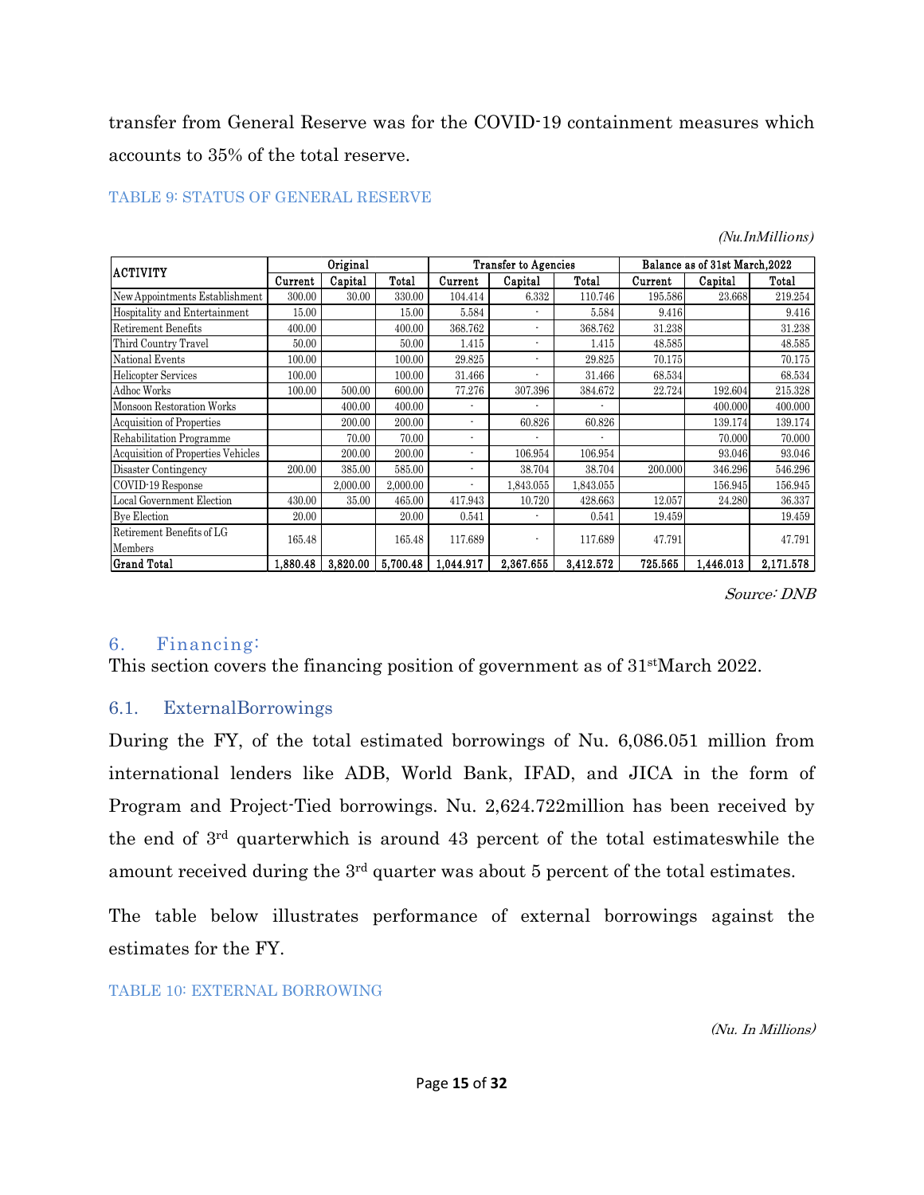transfer from General Reserve was for the COVID-19 containment measures which accounts to 35% of the total reserve.

TABLE 9: STATUS OF GENERAL RESERVE

*(Nu.InMillions)*

| ACTIVITY | Original | | | Transfer to Agencies | | | Balance as of 31st March,2022 | | |
|---|---|---|---|---|---|---|---|---|---|
| | Current | Capital | Total | Current | Capital | Total | Current | Capital | Total |
| New Appointments Establishment | 300.00 | 30.00 | 330.00 | 104.414 | 6.332 | 110.746 | 195.586 | 23.668 | 219.254 |
| Hospitality and Entertainment | 15.00 | | 15.00 | 5.584 | - | 5.584 | 9.416 | | 9.416 |
| Retirement Benefits | 400.00 | | 400.00 | 368.762 | - | 368.762 | 31.238 | | 31.238 |
| Third Country Travel | 50.00 | | 50.00 | 1.415 | - | 1.415 | 48.585 | | 48.585 |
| National Events | 100.00 | | 100.00 | 29.825 | - | 29.825 | 70.175 | | 70.175 |
| Helicopter Services | 100.00 | | 100.00 | 31.466 | - | 31.466 | 68.534 | | 68.534 |
| Adhoc Works | 100.00 | 500.00 | 600.00 | 77.276 | 307.396 | 384.672 | 22.724 | 192.604 | 215.328 |
| Monsoon Restoration Works | | 400.00 | 400.00 | - | - | - | | 400.000 | 400.000 |
| Acquisition of Properties | | 200.00 | 200.00 | - | 60.826 | 60.826 | | 139.174 | 139.174 |
| Rehabilitation Programme | | 70.00 | 70.00 | - | - | - | | 70.000 | 70.000 |
| Acquisition of Properties Vehicles | | 200.00 | 200.00 | - | 106.954 | 106.954 | | 93.046 | 93.046 |
| Disaster Contingency | 200.00 | 385.00 | 585.00 | - | 38.704 | 38.704 | 200.000 | 346.296 | 546.296 |
| COVID-19 Response | | 2,000.00 | 2,000.00 | - | 1,843.055 | 1,843.055 | | 156.945 | 156.945 |
| Local Government Election | 430.00 | 35.00 | 465.00 | 417.943 | 10.720 | 428.663 | 12.057 | 24.280 | 36.337 |
| Bye Election | 20.00 | | 20.00 | 0.541 | - | 0.541 | 19.459 | | 19.459 |
| Retirement Benefits of LG Members | 165.48 | | 165.48 | 117.689 | - | 117.689 | 47.791 | | 47.791 |
| **Grand Total** | **1,880.48** | **3,820.00** | **5,700.48** | **1,044.917** | **2,367.655** | **3,412.572** | **725.565** | **1,446.013** | **2,171.578** |

*Source: DNB*

## 6. Financing:

This section covers the financing position of government as of 31st March 2022.

### 6.1. ExternalBorrowings

During the FY, of the total estimated borrowings of Nu. 6,086.051 million from international lenders like ADB, World Bank, IFAD, and JICA in the form of Program and Project-Tied borrowings. Nu. 2,624.722million has been received by the end of 3rd quarterwhich is around 43 percent of the total estimateswhile the amount received during the 3rd quarter was about 5 percent of the total estimates.

The table below illustrates performance of external borrowings against the estimates for the FY.

TABLE 10: EXTERNAL BORROWING

*(Nu. In Millions)*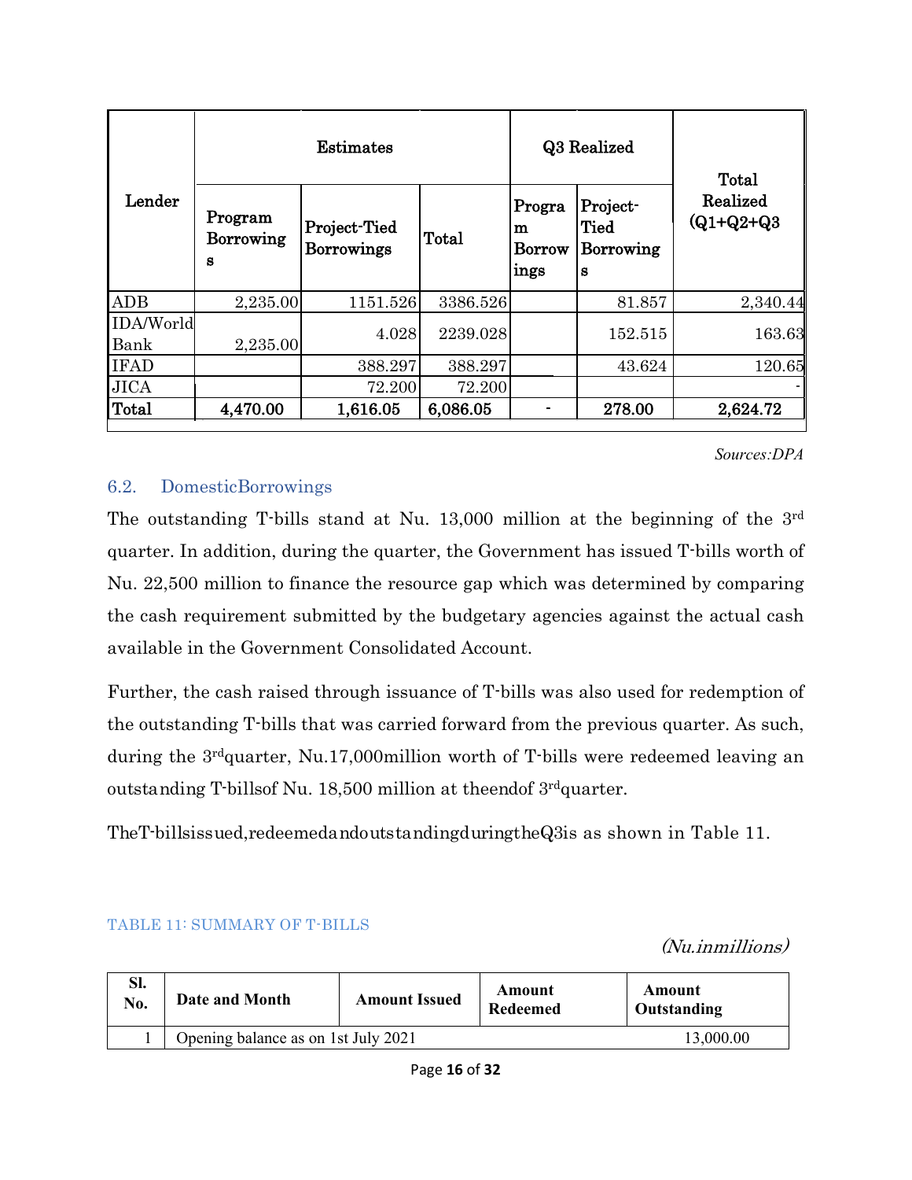| Lender | Estimates | | | Q3 Realized | | Total Realized (Q1+Q2+Q3 |
|---|---|---|---|---|---|---|
| | Program Borrowings | Project-Tied Borrowings | Total | Program Borrowings | Project-Tied Borrowings | |
| ADB | 2,235.00 | 1151.526 | 3386.526 | | 81.857 | 2,340.44 |
| IDA/World Bank | 2,235.00 | 4.028 | 2239.028 | | 152.515 | 163.63 |
| IFAD | | 388.297 | 388.297 | | 43.624 | 120.65 |
| JICA | | 72.200 | 72.200 | | | - |
| **Total** | **4,470.00** | **1,616.05** | **6,086.05** | **-** | **278.00** | **2,624.72** |

*Sources:DPA*

## 6.2. DomesticBorrowings

The outstanding T-bills stand at Nu. 13,000 million at the beginning of the 3rd quarter. In addition, during the quarter, the Government has issued T-bills worth of Nu. 22,500 million to finance the resource gap which was determined by comparing the cash requirement submitted by the budgetary agencies against the actual cash available in the Government Consolidated Account.

Further, the cash raised through issuance of T-bills was also used for redemption of the outstanding T-bills that was carried forward from the previous quarter. As such, during the 3rdquarter, Nu.17,000million worth of T-bills were redeemed leaving an outstanding T-billsof Nu. 18,500 million at theendof 3rdquarter.

TheT-billsissued,redeemedandoutstandingduringtheQ3is as shown in Table 11.

TABLE 11: SUMMARY OF T-BILLS

*(Nu.inmillions)*

| Sl. No. | Date and Month | Amount Issued | Amount Redeemed | Amount Outstanding |
|---|---|---|---|---|
| 1 | Opening balance as on 1st July 2021 | | | 13,000.00 |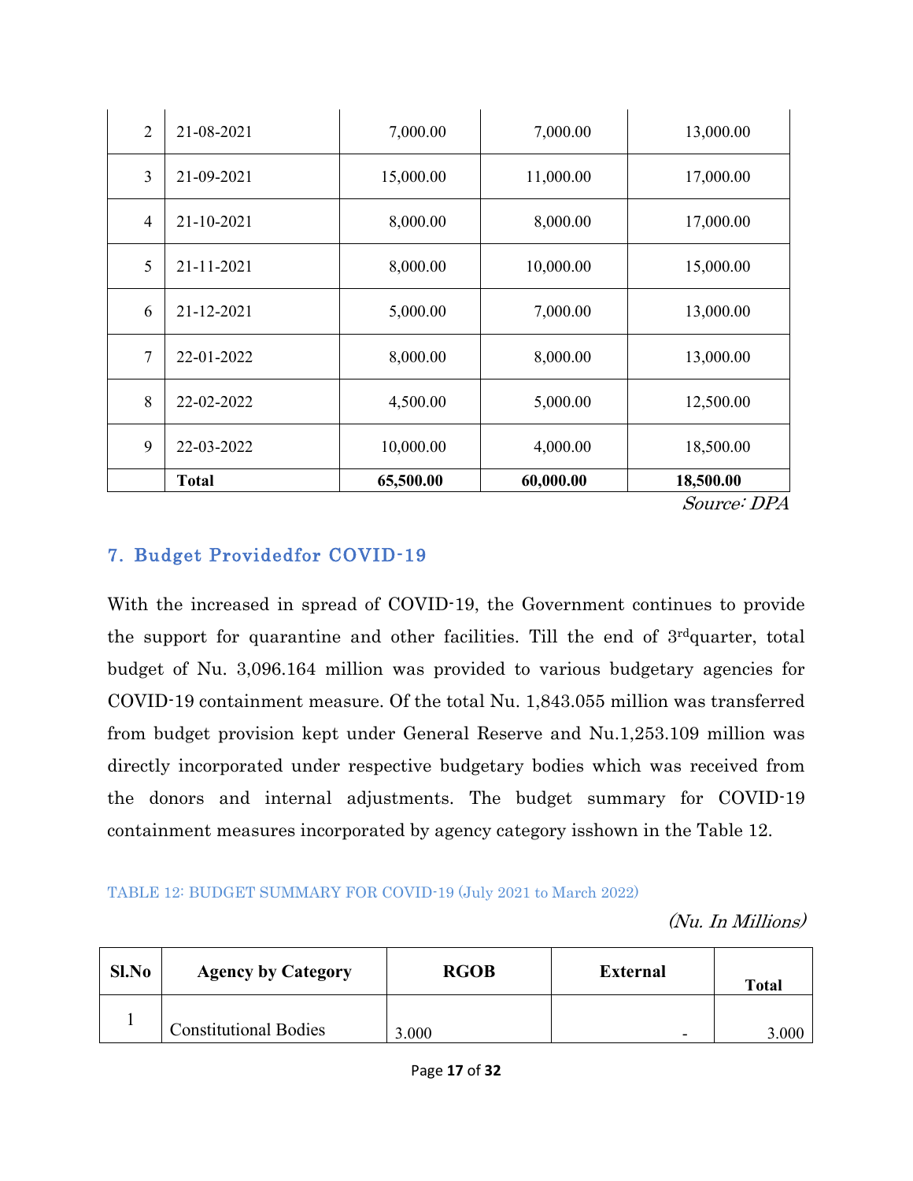| | | | | |
|---|---|---|---|---|
| 2 | 21-08-2021 | 7,000.00 | 7,000.00 | 13,000.00 |
| 3 | 21-09-2021 | 15,000.00 | 11,000.00 | 17,000.00 |
| 4 | 21-10-2021 | 8,000.00 | 8,000.00 | 17,000.00 |
| 5 | 21-11-2021 | 8,000.00 | 10,000.00 | 15,000.00 |
| 6 | 21-12-2021 | 5,000.00 | 7,000.00 | 13,000.00 |
| 7 | 22-01-2022 | 8,000.00 | 8,000.00 | 13,000.00 |
| 8 | 22-02-2022 | 4,500.00 | 5,000.00 | 12,500.00 |
| 9 | 22-03-2022 | 10,000.00 | 4,000.00 | 18,500.00 |
| | **Total** | **65,500.00** | **60,000.00** | **18,500.00** |

*Source: DPA*

## 7. Budget Providedfor COVID-19

With the increased in spread of COVID-19, the Government continues to provide the support for quarantine and other facilities. Till the end of 3rd quarter, total budget of Nu. 3,096.164 million was provided to various budgetary agencies for COVID-19 containment measure. Of the total Nu. 1,843.055 million was transferred from budget provision kept under General Reserve and Nu.1,253.109 million was directly incorporated under respective budgetary bodies which was received from the donors and internal adjustments. The budget summary for COVID-19 containment measures incorporated by agency category isshown in the Table 12.

TABLE 12: BUDGET SUMMARY FOR COVID-19 (July 2021 to March 2022)

*(Nu. In Millions)*

| Sl.No | Agency by Category | RGOB | External | Total |
|---|---|---|---|---|
| 1 | Constitutional Bodies | 3.000 | - | 3.000 |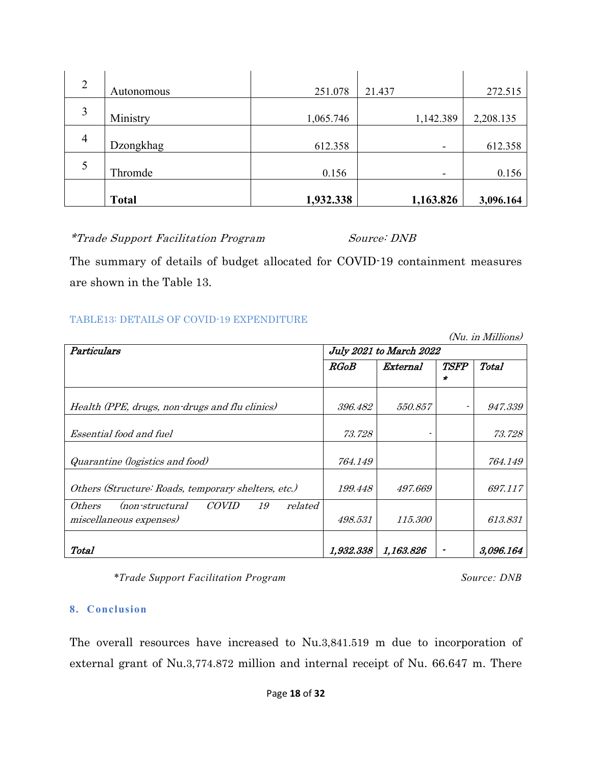| 2 | Autonomous | 251.078 | 21.437 | 272.515 |
|---|---|---|---|---|
| 3 | Ministry | 1,065.746 | 1,142.389 | 2,208.135 |
| 4 | Dzongkhag | 612.358 | - | 612.358 |
| 5 | Thromde | 0.156 | - | 0.156 |
| | **Total** | **1,932.338** | **1,163.826** | **3,096.164** |

*\*Trade Support Facilitation Program* *Source: DNB*

The summary of details of budget allocated for COVID-19 containment measures are shown in the Table 13.

TABLE13: DETAILS OF COVID-19 EXPENDITURE

*(Nu. in Millions)*

| ***Particulars*** | ***July 2021 to March 2022*** | | | |
|---|---|---|---|---|
| | ***RGoB*** | ***External*** | ***TSFP\**** | ***Total*** |
| *Health (PPE, drugs, non-drugs and flu clinics)* | *396.482* | *550.857* | - | *947.339* |
| *Essential food and fuel* | *73.728* | - | | *73.728* |
| *Quarantine (logistics and food)* | *764.149* | | | *764.149* |
| *Others (Structure: Roads, temporary shelters, etc.)* | *199.448* | *497.669* | | *697.117* |
| *Others (non-structural COVID 19 related miscellaneous expenses)* | *498.531* | *115.300* | | *613.831* |
| ***Total*** | ***1,932.338*** | ***1,163.826*** | **-** | ***3,096.164*** |

*\*Trade Support Facilitation Program* *Source: DNB*

## 8. Conclusion

The overall resources have increased to Nu.3,841.519 m due to incorporation of external grant of Nu.3,774.872 million and internal receipt of Nu. 66.647 m. There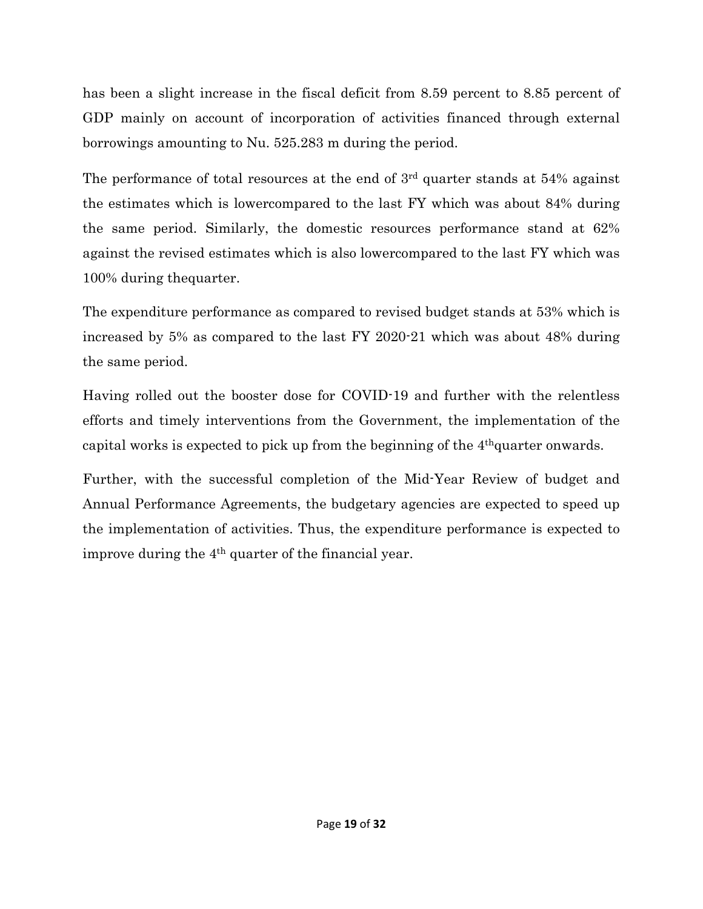has been a slight increase in the fiscal deficit from 8.59 percent to 8.85 percent of GDP mainly on account of incorporation of activities financed through external borrowings amounting to Nu. 525.283 m during the period.

The performance of total resources at the end of 3rd quarter stands at 54% against the estimates which is lowercompared to the last FY which was about 84% during the same period. Similarly, the domestic resources performance stand at 62% against the revised estimates which is also lowercompared to the last FY which was 100% during thequarter.

The expenditure performance as compared to revised budget stands at 53% which is increased by 5% as compared to the last FY 2020-21 which was about 48% during the same period.

Having rolled out the booster dose for COVID-19 and further with the relentless efforts and timely interventions from the Government, the implementation of the capital works is expected to pick up from the beginning of the 4thquarter onwards.

Further, with the successful completion of the Mid-Year Review of budget and Annual Performance Agreements, the budgetary agencies are expected to speed up the implementation of activities. Thus, the expenditure performance is expected to improve during the 4th quarter of the financial year.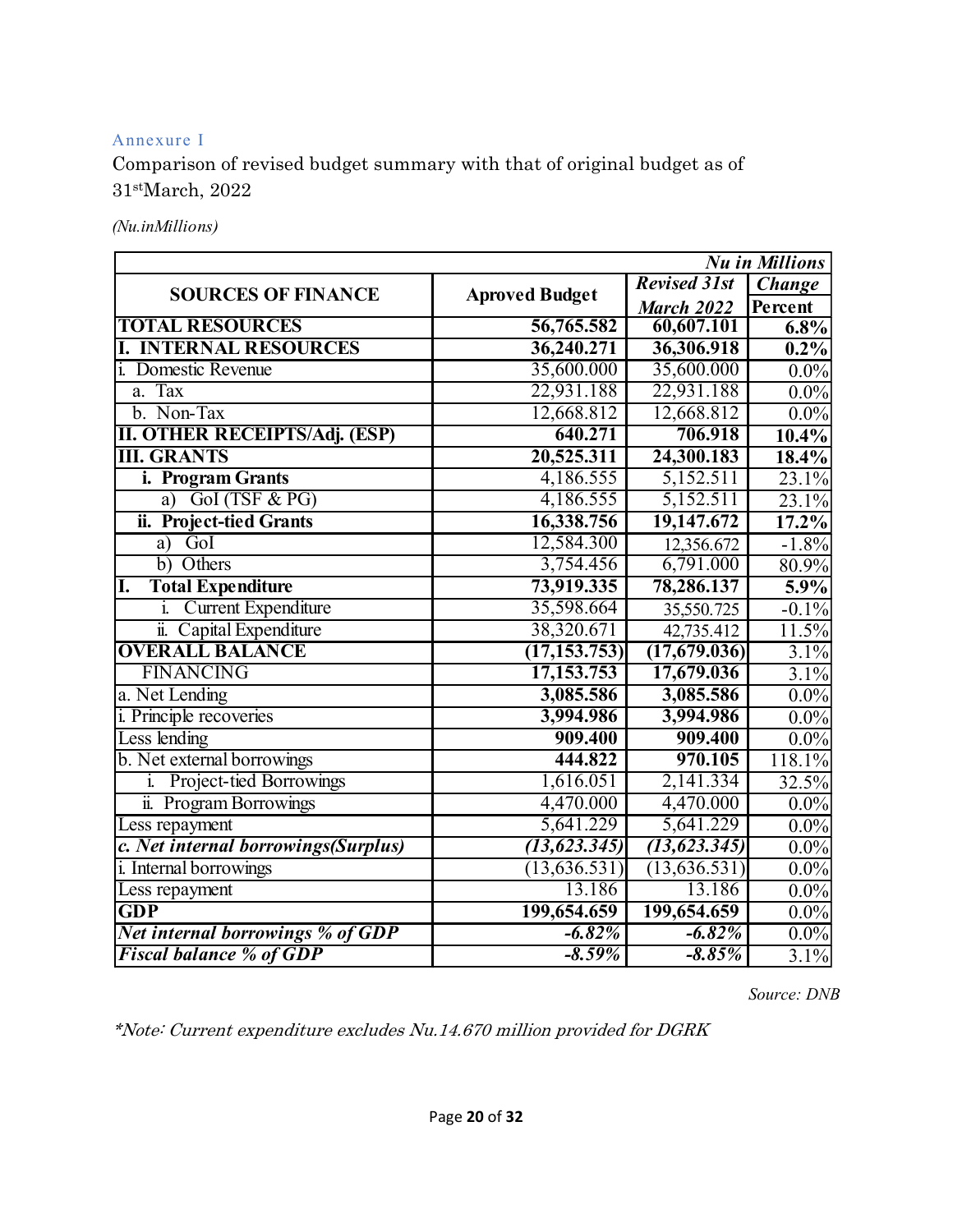Annexure I

Comparison of revised budget summary with that of original budget as of 31stMarch, 2022

*(Nu.inMillions)*

| | | | ***Nu in Millions*** |
|---|---|---|---|
| **SOURCES OF FINANCE** | **Aproved Budget** | ***Revised 31st March 2022*** | ***Change*** **Percent** |
| **TOTAL RESOURCES** | **56,765.582** | **60,607.101** | **6.8%** |
| **I. INTERNAL RESOURCES** | **36,240.271** | **36,306.918** | **0.2%** |
| i. Domestic Revenue | 35,600.000 | 35,600.000 | 0.0% |
| a. Tax | 22,931.188 | 22,931.188 | 0.0% |
| b. Non-Tax | 12,668.812 | 12,668.812 | 0.0% |
| **II. OTHER RECEIPTS/Adj. (ESP)** | **640.271** | **706.918** | **10.4%** |
| **III. GRANTS** | **20,525.311** | **24,300.183** | **18.4%** |
| **i. Program Grants** | 4,186.555 | 5,152.511 | 23.1% |
| a) GoI (TSF & PG) | 4,186.555 | 5,152.511 | 23.1% |
| **ii. Project-tied Grants** | **16,338.756** | **19,147.672** | **17.2%** |
| a) GoI | 12,584.300 | 12,356.672 | -1.8% |
| b) Others | 3,754.456 | 6,791.000 | 80.9% |
| **I. Total Expenditure** | **73,919.335** | **78,286.137** | **5.9%** |
| i. Current Expenditure | 35,598.664 | 35,550.725 | -0.1% |
| ii. Capital Expenditure | 38,320.671 | 42,735.412 | 11.5% |
| **OVERALL BALANCE** | **(17,153.753)** | **(17,679.036)** | 3.1% |
| FINANCING | **17,153.753** | **17,679.036** | 3.1% |
| a. Net Lending | **3,085.586** | **3,085.586** | 0.0% |
| i. Principle recoveries | **3,994.986** | **3,994.986** | 0.0% |
| Less lending | **909.400** | **909.400** | 0.0% |
| b. Net external borrowings | **444.822** | **970.105** | 118.1% |
| i. Project-tied Borrowings | 1,616.051 | 2,141.334 | 32.5% |
| ii. Program Borrowings | 4,470.000 | 4,470.000 | 0.0% |
| Less repayment | 5,641.229 | 5,641.229 | 0.0% |
| ***c. Net internal borrowings(Surplus)*** | ***(13,623.345)*** | ***(13,623.345)*** | 0.0% |
| i. Internal borrowings | (13,636.531) | (13,636.531) | 0.0% |
| Less repayment | 13.186 | 13.186 | 0.0% |
| **GDP** | **199,654.659** | **199,654.659** | 0.0% |
| ***Net internal borrowings % of GDP*** | ***-6.82%*** | ***-6.82%*** | 0.0% |
| ***Fiscal balance % of GDP*** | ***-8.59%*** | ***-8.85%*** | 3.1% |

*Source: DNB*

*\*Note: Current expenditure excludes Nu.14.670 million provided for DGRK*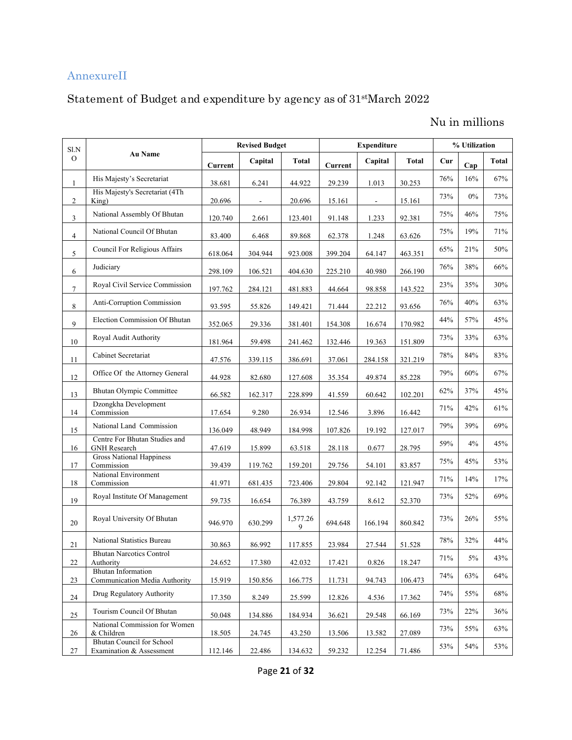## AnnexureII

### Statement of Budget and expenditure by agency as of 31stMarch 2022

Nu in millions

| Sl.NO | Au Name | Revised Budget | | | Expenditure | | | % Utilization | | |
|---|---|---|---|---|---|---|---|---|---|---|
| | | Current | Capital | Total | Current | Capital | Total | Cur | Cap | Total |
| 1 | His Majesty's Secretariat | 38.681 | 6.241 | 44.922 | 29.239 | 1.013 | 30.253 | 76% | 16% | 67% |
| 2 | His Majesty's Secretariat (4Th King) | 20.696 | - | 20.696 | 15.161 | - | 15.161 | 73% | 0% | 73% |
| 3 | National Assembly Of Bhutan | 120.740 | 2.661 | 123.401 | 91.148 | 1.233 | 92.381 | 75% | 46% | 75% |
| 4 | National Council Of Bhutan | 83.400 | 6.468 | 89.868 | 62.378 | 1.248 | 63.626 | 75% | 19% | 71% |
| 5 | Council For Religious Affairs | 618.064 | 304.944 | 923.008 | 399.204 | 64.147 | 463.351 | 65% | 21% | 50% |
| 6 | Judiciary | 298.109 | 106.521 | 404.630 | 225.210 | 40.980 | 266.190 | 76% | 38% | 66% |
| 7 | Royal Civil Service Commission | 197.762 | 284.121 | 481.883 | 44.664 | 98.858 | 143.522 | 23% | 35% | 30% |
| 8 | Anti-Corruption Commission | 93.595 | 55.826 | 149.421 | 71.444 | 22.212 | 93.656 | 76% | 40% | 63% |
| 9 | Election Commission Of Bhutan | 352.065 | 29.336 | 381.401 | 154.308 | 16.674 | 170.982 | 44% | 57% | 45% |
| 10 | Royal Audit Authority | 181.964 | 59.498 | 241.462 | 132.446 | 19.363 | 151.809 | 73% | 33% | 63% |
| 11 | Cabinet Secretariat | 47.576 | 339.115 | 386.691 | 37.061 | 284.158 | 321.219 | 78% | 84% | 83% |
| 12 | Office Of the Attorney General | 44.928 | 82.680 | 127.608 | 35.354 | 49.874 | 85.228 | 79% | 60% | 67% |
| 13 | Bhutan Olympic Committee | 66.582 | 162.317 | 228.899 | 41.559 | 60.642 | 102.201 | 62% | 37% | 45% |
| 14 | Dzongkha Development Commission | 17.654 | 9.280 | 26.934 | 12.546 | 3.896 | 16.442 | 71% | 42% | 61% |
| 15 | National Land Commission | 136.049 | 48.949 | 184.998 | 107.826 | 19.192 | 127.017 | 79% | 39% | 69% |
| 16 | Centre For Bhutan Studies and GNH Research | 47.619 | 15.899 | 63.518 | 28.118 | 0.677 | 28.795 | 59% | 4% | 45% |
| 17 | Gross National Happiness Commission | 39.439 | 119.762 | 159.201 | 29.756 | 54.101 | 83.857 | 75% | 45% | 53% |
| 18 | National Environment Commission | 41.971 | 681.435 | 723.406 | 29.804 | 92.142 | 121.947 | 71% | 14% | 17% |
| 19 | Royal Institute Of Management | 59.735 | 16.654 | 76.389 | 43.759 | 8.612 | 52.370 | 73% | 52% | 69% |
| 20 | Royal University Of Bhutan | 946.970 | 630.299 | 1,577.269 | 694.648 | 166.194 | 860.842 | 73% | 26% | 55% |
| 21 | National Statistics Bureau | 30.863 | 86.992 | 117.855 | 23.984 | 27.544 | 51.528 | 78% | 32% | 44% |
| 22 | Bhutan Narcotics Control Authority | 24.652 | 17.380 | 42.032 | 17.421 | 0.826 | 18.247 | 71% | 5% | 43% |
| 23 | Bhutan Information Communication Media Authority | 15.919 | 150.856 | 166.775 | 11.731 | 94.743 | 106.473 | 74% | 63% | 64% |
| 24 | Drug Regulatory Authority | 17.350 | 8.249 | 25.599 | 12.826 | 4.536 | 17.362 | 74% | 55% | 68% |
| 25 | Tourism Council Of Bhutan | 50.048 | 134.886 | 184.934 | 36.621 | 29.548 | 66.169 | 73% | 22% | 36% |
| 26 | National Commission for Women & Children | 18.505 | 24.745 | 43.250 | 13.506 | 13.582 | 27.089 | 73% | 55% | 63% |
| 27 | Bhutan Council for School Examination & Assessment | 112.146 | 22.486 | 134.632 | 59.232 | 12.254 | 71.486 | 53% | 54% | 53% |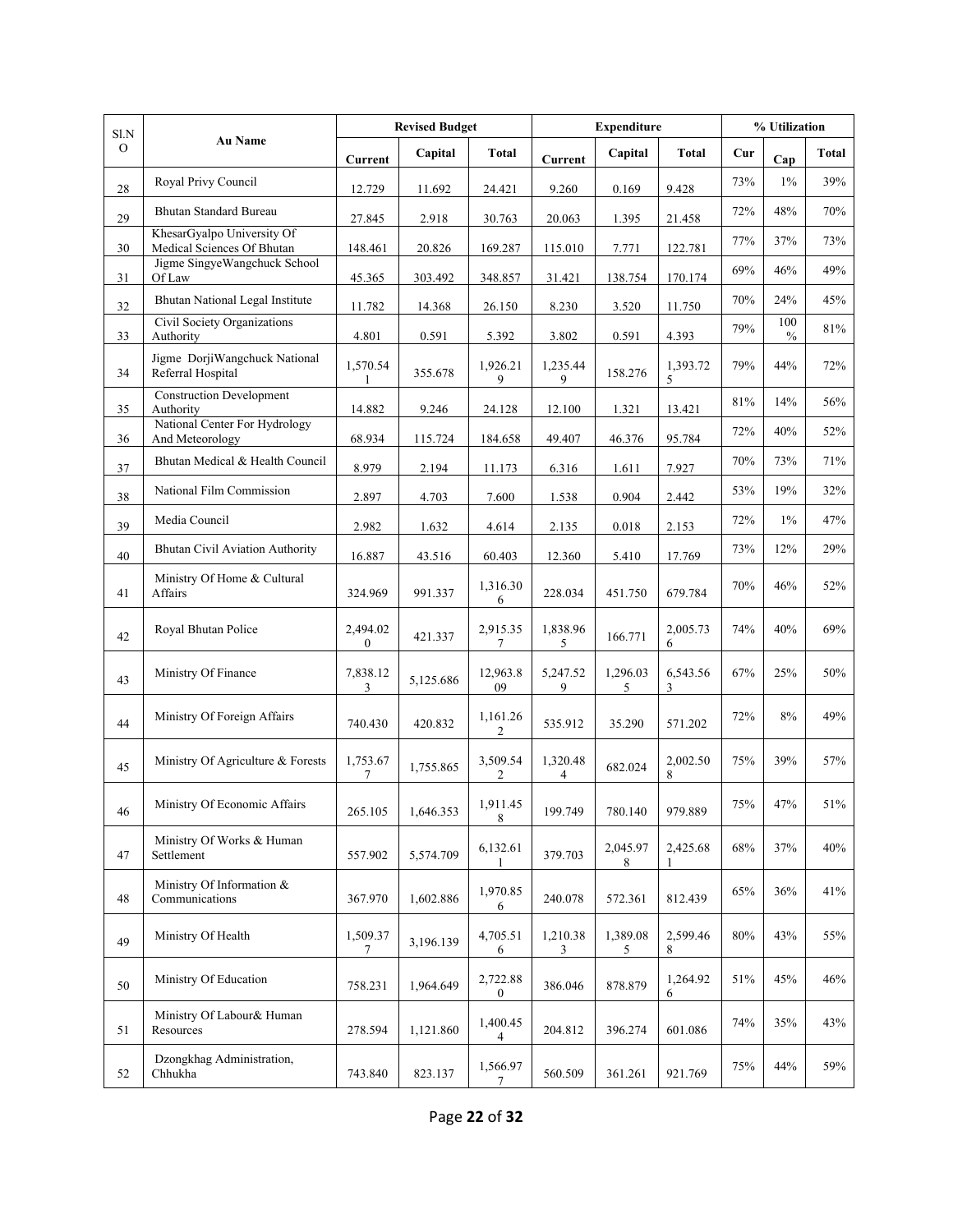| Sl.NO | Au Name | Revised Budget | | | Expenditure | | | % Utilization | | |
|---|---|---|---|---|---|---|---|---|---|---|
| | | Current | Capital | Total | Current | Capital | Total | Cur | Cap | Total |
| 28 | Royal Privy Council | 12.729 | 11.692 | 24.421 | 9.260 | 0.169 | 9.428 | 73% | 1% | 39% |
| 29 | Bhutan Standard Bureau | 27.845 | 2.918 | 30.763 | 20.063 | 1.395 | 21.458 | 72% | 48% | 70% |
| 30 | KhesarGyalpo University Of Medical Sciences Of Bhutan | 148.461 | 20.826 | 169.287 | 115.010 | 7.771 | 122.781 | 77% | 37% | 73% |
| 31 | Jigme SingyeWangchuck School Of Law | 45.365 | 303.492 | 348.857 | 31.421 | 138.754 | 170.174 | 69% | 46% | 49% |
| 32 | Bhutan National Legal Institute | 11.782 | 14.368 | 26.150 | 8.230 | 3.520 | 11.750 | 70% | 24% | 45% |
| 33 | Civil Society Organizations Authority | 4.801 | 0.591 | 5.392 | 3.802 | 0.591 | 4.393 | 79% | 100% | 81% |
| 34 | Jigme DorjiWangchuck National Referral Hospital | 1,570.541 | 355.678 | 1,926.219 | 1,235.449 | 158.276 | 1,393.725 | 79% | 44% | 72% |
| 35 | Construction Development Authority | 14.882 | 9.246 | 24.128 | 12.100 | 1.321 | 13.421 | 81% | 14% | 56% |
| 36 | National Center For Hydrology And Meteorology | 68.934 | 115.724 | 184.658 | 49.407 | 46.376 | 95.784 | 72% | 40% | 52% |
| 37 | Bhutan Medical & Health Council | 8.979 | 2.194 | 11.173 | 6.316 | 1.611 | 7.927 | 70% | 73% | 71% |
| 38 | National Film Commission | 2.897 | 4.703 | 7.600 | 1.538 | 0.904 | 2.442 | 53% | 19% | 32% |
| 39 | Media Council | 2.982 | 1.632 | 4.614 | 2.135 | 0.018 | 2.153 | 72% | 1% | 47% |
| 40 | Bhutan Civil Aviation Authority | 16.887 | 43.516 | 60.403 | 12.360 | 5.410 | 17.769 | 73% | 12% | 29% |
| 41 | Ministry Of Home & Cultural Affairs | 324.969 | 991.337 | 1,316.306 | 228.034 | 451.750 | 679.784 | 70% | 46% | 52% |
| 42 | Royal Bhutan Police | 2,494.020 | 421.337 | 2,915.357 | 1,838.965 | 166.771 | 2,005.736 | 74% | 40% | 69% |
| 43 | Ministry Of Finance | 7,838.123 | 5,125.686 | 12,963.809 | 5,247.529 | 1,296.035 | 6,543.563 | 67% | 25% | 50% |
| 44 | Ministry Of Foreign Affairs | 740.430 | 420.832 | 1,161.262 | 535.912 | 35.290 | 571.202 | 72% | 8% | 49% |
| 45 | Ministry Of Agriculture & Forests | 1,753.677 | 1,755.865 | 3,509.542 | 1,320.484 | 682.024 | 2,002.508 | 75% | 39% | 57% |
| 46 | Ministry Of Economic Affairs | 265.105 | 1,646.353 | 1,911.458 | 199.749 | 780.140 | 979.889 | 75% | 47% | 51% |
| 47 | Ministry Of Works & Human Settlement | 557.902 | 5,574.709 | 6,132.611 | 379.703 | 2,045.978 | 2,425.681 | 68% | 37% | 40% |
| 48 | Ministry Of Information & Communications | 367.970 | 1,602.886 | 1,970.856 | 240.078 | 572.361 | 812.439 | 65% | 36% | 41% |
| 49 | Ministry Of Health | 1,509.377 | 3,196.139 | 4,705.516 | 1,210.383 | 1,389.085 | 2,599.468 | 80% | 43% | 55% |
| 50 | Ministry Of Education | 758.231 | 1,964.649 | 2,722.880 | 386.046 | 878.879 | 1,264.926 | 51% | 45% | 46% |
| 51 | Ministry Of Labour& Human Resources | 278.594 | 1,121.860 | 1,400.454 | 204.812 | 396.274 | 601.086 | 74% | 35% | 43% |
| 52 | Dzongkhag Administration, Chhukha | 743.840 | 823.137 | 1,566.977 | 560.509 | 361.261 | 921.769 | 75% | 44% | 59% |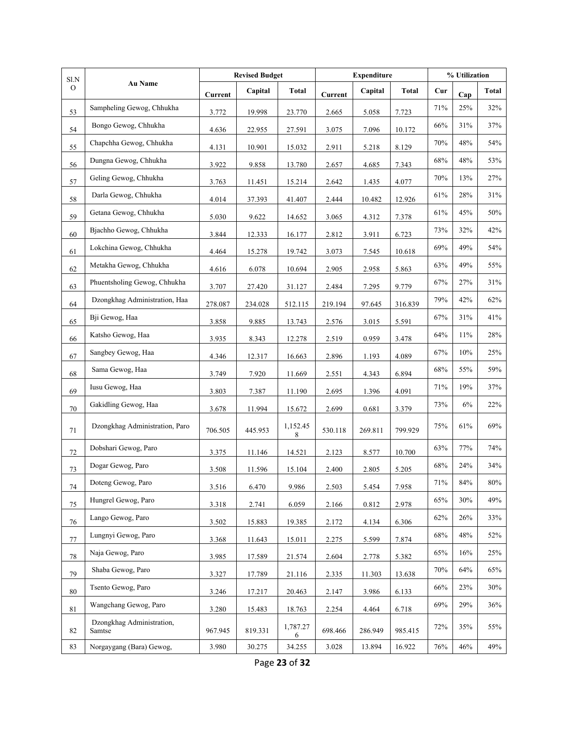| Sl.NO | Au Name | Revised Budget | | | Expenditure | | | % Utilization | | |
|---|---|---|---|---|---|---|---|---|---|---|
| | | Current | Capital | Total | Current | Capital | Total | Cur | Cap | Total |
| 53 | Sampheling Gewog, Chhukha | 3.772 | 19.998 | 23.770 | 2.665 | 5.058 | 7.723 | 71% | 25% | 32% |
| 54 | Bongo Gewog, Chhukha | 4.636 | 22.955 | 27.591 | 3.075 | 7.096 | 10.172 | 66% | 31% | 37% |
| 55 | Chapchha Gewog, Chhukha | 4.131 | 10.901 | 15.032 | 2.911 | 5.218 | 8.129 | 70% | 48% | 54% |
| 56 | Dungna Gewog, Chhukha | 3.922 | 9.858 | 13.780 | 2.657 | 4.685 | 7.343 | 68% | 48% | 53% |
| 57 | Geling Gewog, Chhukha | 3.763 | 11.451 | 15.214 | 2.642 | 1.435 | 4.077 | 70% | 13% | 27% |
| 58 | Darla Gewog, Chhukha | 4.014 | 37.393 | 41.407 | 2.444 | 10.482 | 12.926 | 61% | 28% | 31% |
| 59 | Getana Gewog, Chhukha | 5.030 | 9.622 | 14.652 | 3.065 | 4.312 | 7.378 | 61% | 45% | 50% |
| 60 | Bjachho Gewog, Chhukha | 3.844 | 12.333 | 16.177 | 2.812 | 3.911 | 6.723 | 73% | 32% | 42% |
| 61 | Lokchina Gewog, Chhukha | 4.464 | 15.278 | 19.742 | 3.073 | 7.545 | 10.618 | 69% | 49% | 54% |
| 62 | Metakha Gewog, Chhukha | 4.616 | 6.078 | 10.694 | 2.905 | 2.958 | 5.863 | 63% | 49% | 55% |
| 63 | Phuentsholing Gewog, Chhukha | 3.707 | 27.420 | 31.127 | 2.484 | 7.295 | 9.779 | 67% | 27% | 31% |
| 64 | Dzongkhag Administration, Haa | 278.087 | 234.028 | 512.115 | 219.194 | 97.645 | 316.839 | 79% | 42% | 62% |
| 65 | Bji Gewog, Haa | 3.858 | 9.885 | 13.743 | 2.576 | 3.015 | 5.591 | 67% | 31% | 41% |
| 66 | Katsho Gewog, Haa | 3.935 | 8.343 | 12.278 | 2.519 | 0.959 | 3.478 | 64% | 11% | 28% |
| 67 | Sangbey Gewog, Haa | 4.346 | 12.317 | 16.663 | 2.896 | 1.193 | 4.089 | 67% | 10% | 25% |
| 68 | Sama Gewog, Haa | 3.749 | 7.920 | 11.669 | 2.551 | 4.343 | 6.894 | 68% | 55% | 59% |
| 69 | Iusu Gewog, Haa | 3.803 | 7.387 | 11.190 | 2.695 | 1.396 | 4.091 | 71% | 19% | 37% |
| 70 | Gakidling Gewog, Haa | 3.678 | 11.994 | 15.672 | 2.699 | 0.681 | 3.379 | 73% | 6% | 22% |
| 71 | Dzongkhag Administration, Paro | 706.505 | 445.953 | 1,152.458 | 530.118 | 269.811 | 799.929 | 75% | 61% | 69% |
| 72 | Dobshari Gewog, Paro | 3.375 | 11.146 | 14.521 | 2.123 | 8.577 | 10.700 | 63% | 77% | 74% |
| 73 | Dogar Gewog, Paro | 3.508 | 11.596 | 15.104 | 2.400 | 2.805 | 5.205 | 68% | 24% | 34% |
| 74 | Doteng Gewog, Paro | 3.516 | 6.470 | 9.986 | 2.503 | 5.454 | 7.958 | 71% | 84% | 80% |
| 75 | Hungrel Gewog, Paro | 3.318 | 2.741 | 6.059 | 2.166 | 0.812 | 2.978 | 65% | 30% | 49% |
| 76 | Lango Gewog, Paro | 3.502 | 15.883 | 19.385 | 2.172 | 4.134 | 6.306 | 62% | 26% | 33% |
| 77 | Lungnyi Gewog, Paro | 3.368 | 11.643 | 15.011 | 2.275 | 5.599 | 7.874 | 68% | 48% | 52% |
| 78 | Naja Gewog, Paro | 3.985 | 17.589 | 21.574 | 2.604 | 2.778 | 5.382 | 65% | 16% | 25% |
| 79 | Shaba Gewog, Paro | 3.327 | 17.789 | 21.116 | 2.335 | 11.303 | 13.638 | 70% | 64% | 65% |
| 80 | Tsento Gewog, Paro | 3.246 | 17.217 | 20.463 | 2.147 | 3.986 | 6.133 | 66% | 23% | 30% |
| 81 | Wangchang Gewog, Paro | 3.280 | 15.483 | 18.763 | 2.254 | 4.464 | 6.718 | 69% | 29% | 36% |
| 82 | Dzongkhag Administration, Samtse | 967.945 | 819.331 | 1,787.276 | 698.466 | 286.949 | 985.415 | 72% | 35% | 55% |
| 83 | Norgaygang (Bara) Gewog, | 3.980 | 30.275 | 34.255 | 3.028 | 13.894 | 16.922 | 76% | 46% | 49% |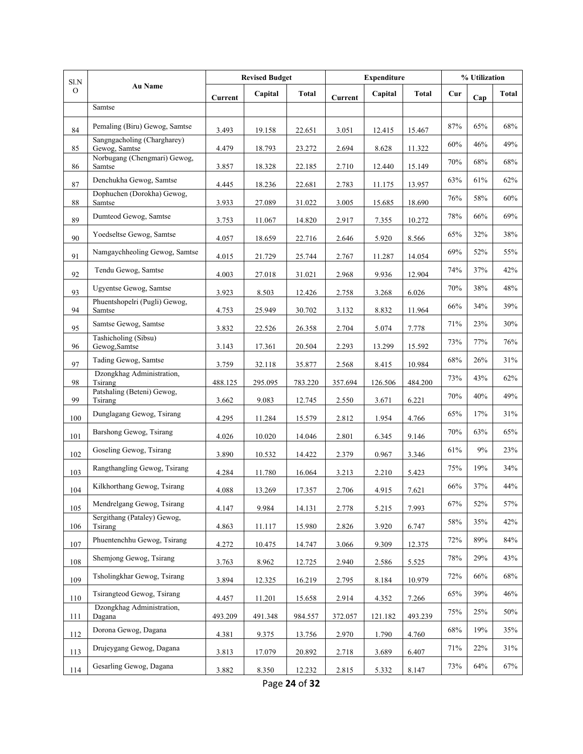| Sl.NO | Au Name | Revised Budget | | | Expenditure | | | % Utilization | | |
|---|---|---|---|---|---|---|---|---|---|---|
| | | Current | Capital | Total | Current | Capital | Total | Cur | Cap | Total |
| | Samtse | | | | | | | | | |
| 84 | Pemaling (Biru) Gewog, Samtse | 3.493 | 19.158 | 22.651 | 3.051 | 12.415 | 15.467 | 87% | 65% | 68% |
| 85 | Sangngacholing (Chargharey) Gewog, Samtse | 4.479 | 18.793 | 23.272 | 2.694 | 8.628 | 11.322 | 60% | 46% | 49% |
| 86 | Norbugang (Chengmari) Gewog, Samtse | 3.857 | 18.328 | 22.185 | 2.710 | 12.440 | 15.149 | 70% | 68% | 68% |
| 87 | Denchukha Gewog, Samtse | 4.445 | 18.236 | 22.681 | 2.783 | 11.175 | 13.957 | 63% | 61% | 62% |
| 88 | Dophuchen (Dorokha) Gewog, Samtse | 3.933 | 27.089 | 31.022 | 3.005 | 15.685 | 18.690 | 76% | 58% | 60% |
| 89 | Dumteod Gewog, Samtse | 3.753 | 11.067 | 14.820 | 2.917 | 7.355 | 10.272 | 78% | 66% | 69% |
| 90 | Yoedseltse Gewog, Samtse | 4.057 | 18.659 | 22.716 | 2.646 | 5.920 | 8.566 | 65% | 32% | 38% |
| 91 | Namgaychheoling Gewog, Samtse | 4.015 | 21.729 | 25.744 | 2.767 | 11.287 | 14.054 | 69% | 52% | 55% |
| 92 | Tendu Gewog, Samtse | 4.003 | 27.018 | 31.021 | 2.968 | 9.936 | 12.904 | 74% | 37% | 42% |
| 93 | Ugyentse Gewog, Samtse | 3.923 | 8.503 | 12.426 | 2.758 | 3.268 | 6.026 | 70% | 38% | 48% |
| 94 | Phuentshopelri (Pugli) Gewog, Samtse | 4.753 | 25.949 | 30.702 | 3.132 | 8.832 | 11.964 | 66% | 34% | 39% |
| 95 | Samtse Gewog, Samtse | 3.832 | 22.526 | 26.358 | 2.704 | 5.074 | 7.778 | 71% | 23% | 30% |
| 96 | Tashicholing (Sibsu) Gewog,Samtse | 3.143 | 17.361 | 20.504 | 2.293 | 13.299 | 15.592 | 73% | 77% | 76% |
| 97 | Tading Gewog, Samtse | 3.759 | 32.118 | 35.877 | 2.568 | 8.415 | 10.984 | 68% | 26% | 31% |
| 98 | Dzongkhag Administration, Tsirang | 488.125 | 295.095 | 783.220 | 357.694 | 126.506 | 484.200 | 73% | 43% | 62% |
| 99 | Patshaling (Beteni) Gewog, Tsirang | 3.662 | 9.083 | 12.745 | 2.550 | 3.671 | 6.221 | 70% | 40% | 49% |
| 100 | Dunglagang Gewog, Tsirang | 4.295 | 11.284 | 15.579 | 2.812 | 1.954 | 4.766 | 65% | 17% | 31% |
| 101 | Barshong Gewog, Tsirang | 4.026 | 10.020 | 14.046 | 2.801 | 6.345 | 9.146 | 70% | 63% | 65% |
| 102 | Goseling Gewog, Tsirang | 3.890 | 10.532 | 14.422 | 2.379 | 0.967 | 3.346 | 61% | 9% | 23% |
| 103 | Rangthangling Gewog, Tsirang | 4.284 | 11.780 | 16.064 | 3.213 | 2.210 | 5.423 | 75% | 19% | 34% |
| 104 | Kilkhorthang Gewog, Tsirang | 4.088 | 13.269 | 17.357 | 2.706 | 4.915 | 7.621 | 66% | 37% | 44% |
| 105 | Mendrelgang Gewog, Tsirang | 4.147 | 9.984 | 14.131 | 2.778 | 5.215 | 7.993 | 67% | 52% | 57% |
| 106 | Sergithang (Pataley) Gewog, Tsirang | 4.863 | 11.117 | 15.980 | 2.826 | 3.920 | 6.747 | 58% | 35% | 42% |
| 107 | Phuentenchhu Gewog, Tsirang | 4.272 | 10.475 | 14.747 | 3.066 | 9.309 | 12.375 | 72% | 89% | 84% |
| 108 | Shemjong Gewog, Tsirang | 3.763 | 8.962 | 12.725 | 2.940 | 2.586 | 5.525 | 78% | 29% | 43% |
| 109 | Tsholingkhar Gewog, Tsirang | 3.894 | 12.325 | 16.219 | 2.795 | 8.184 | 10.979 | 72% | 66% | 68% |
| 110 | Tsirangteod Gewog, Tsirang | 4.457 | 11.201 | 15.658 | 2.914 | 4.352 | 7.266 | 65% | 39% | 46% |
| 111 | Dzongkhag Administration, Dagana | 493.209 | 491.348 | 984.557 | 372.057 | 121.182 | 493.239 | 75% | 25% | 50% |
| 112 | Dorona Gewog, Dagana | 4.381 | 9.375 | 13.756 | 2.970 | 1.790 | 4.760 | 68% | 19% | 35% |
| 113 | Drujeygang Gewog, Dagana | 3.813 | 17.079 | 20.892 | 2.718 | 3.689 | 6.407 | 71% | 22% | 31% |
| 114 | Gesarling Gewog, Dagana | 3.882 | 8.350 | 12.232 | 2.815 | 5.332 | 8.147 | 73% | 64% | 67% |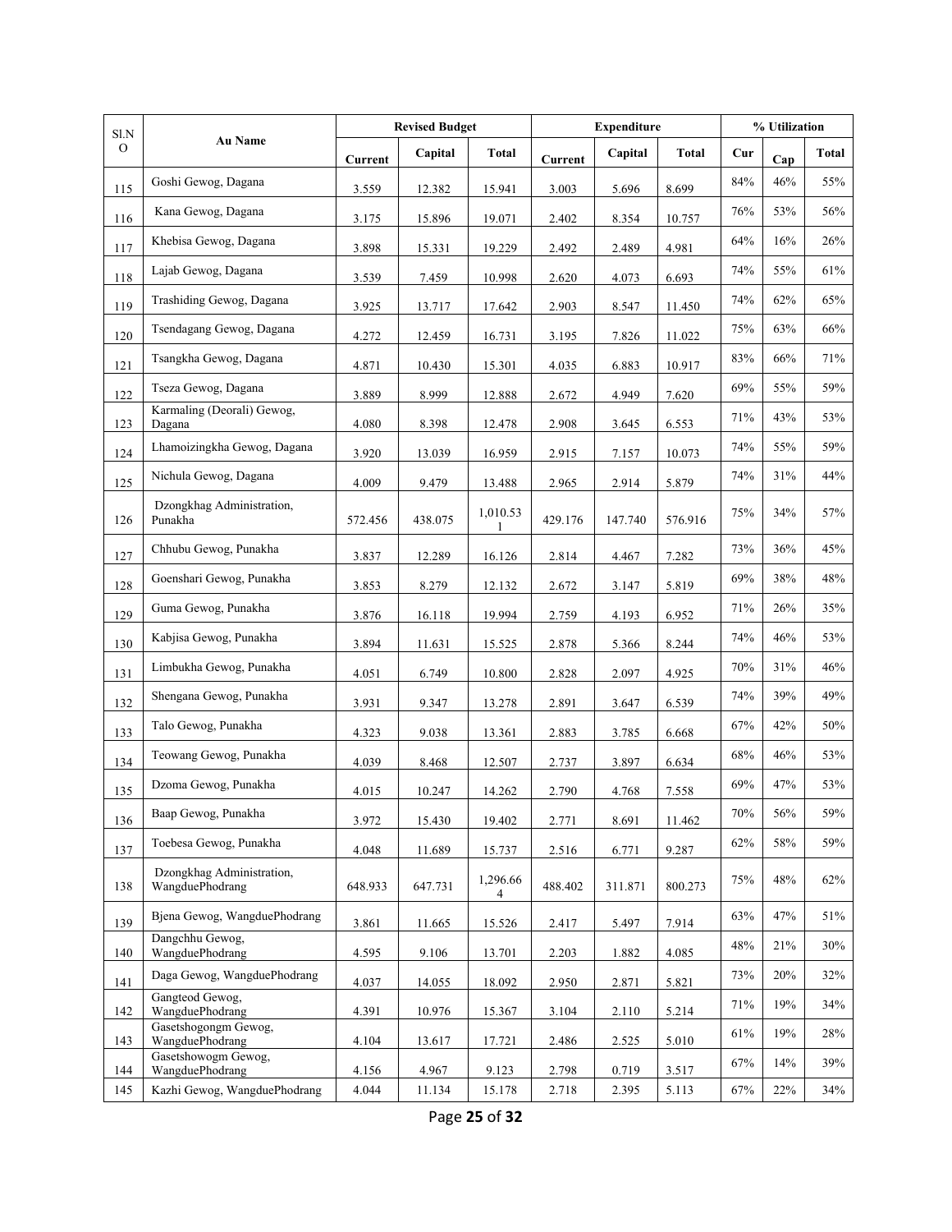| Sl.NO | Au Name | Revised Budget | | | Expenditure | | | % Utilization | | |
|---|---|---|---|---|---|---|---|---|---|---|
| | | Current | Capital | Total | Current | Capital | Total | Cur | Cap | Total |
| 115 | Goshi Gewog, Dagana | 3.559 | 12.382 | 15.941 | 3.003 | 5.696 | 8.699 | 84% | 46% | 55% |
| 116 | Kana Gewog, Dagana | 3.175 | 15.896 | 19.071 | 2.402 | 8.354 | 10.757 | 76% | 53% | 56% |
| 117 | Khebisa Gewog, Dagana | 3.898 | 15.331 | 19.229 | 2.492 | 2.489 | 4.981 | 64% | 16% | 26% |
| 118 | Lajab Gewog, Dagana | 3.539 | 7.459 | 10.998 | 2.620 | 4.073 | 6.693 | 74% | 55% | 61% |
| 119 | Trashiding Gewog, Dagana | 3.925 | 13.717 | 17.642 | 2.903 | 8.547 | 11.450 | 74% | 62% | 65% |
| 120 | Tsendagang Gewog, Dagana | 4.272 | 12.459 | 16.731 | 3.195 | 7.826 | 11.022 | 75% | 63% | 66% |
| 121 | Tsangkha Gewog, Dagana | 4.871 | 10.430 | 15.301 | 4.035 | 6.883 | 10.917 | 83% | 66% | 71% |
| 122 | Tseza Gewog, Dagana | 3.889 | 8.999 | 12.888 | 2.672 | 4.949 | 7.620 | 69% | 55% | 59% |
| 123 | Karmaling (Deorali) Gewog, Dagana | 4.080 | 8.398 | 12.478 | 2.908 | 3.645 | 6.553 | 71% | 43% | 53% |
| 124 | Lhamoizingkha Gewog, Dagana | 3.920 | 13.039 | 16.959 | 2.915 | 7.157 | 10.073 | 74% | 55% | 59% |
| 125 | Nichula Gewog, Dagana | 4.009 | 9.479 | 13.488 | 2.965 | 2.914 | 5.879 | 74% | 31% | 44% |
| 126 | Dzongkhag Administration, Punakha | 572.456 | 438.075 | 1,010.531 | 429.176 | 147.740 | 576.916 | 75% | 34% | 57% |
| 127 | Chhubu Gewog, Punakha | 3.837 | 12.289 | 16.126 | 2.814 | 4.467 | 7.282 | 73% | 36% | 45% |
| 128 | Goenshari Gewog, Punakha | 3.853 | 8.279 | 12.132 | 2.672 | 3.147 | 5.819 | 69% | 38% | 48% |
| 129 | Guma Gewog, Punakha | 3.876 | 16.118 | 19.994 | 2.759 | 4.193 | 6.952 | 71% | 26% | 35% |
| 130 | Kabjisa Gewog, Punakha | 3.894 | 11.631 | 15.525 | 2.878 | 5.366 | 8.244 | 74% | 46% | 53% |
| 131 | Limbukha Gewog, Punakha | 4.051 | 6.749 | 10.800 | 2.828 | 2.097 | 4.925 | 70% | 31% | 46% |
| 132 | Shengana Gewog, Punakha | 3.931 | 9.347 | 13.278 | 2.891 | 3.647 | 6.539 | 74% | 39% | 49% |
| 133 | Talo Gewog, Punakha | 4.323 | 9.038 | 13.361 | 2.883 | 3.785 | 6.668 | 67% | 42% | 50% |
| 134 | Teowang Gewog, Punakha | 4.039 | 8.468 | 12.507 | 2.737 | 3.897 | 6.634 | 68% | 46% | 53% |
| 135 | Dzoma Gewog, Punakha | 4.015 | 10.247 | 14.262 | 2.790 | 4.768 | 7.558 | 69% | 47% | 53% |
| 136 | Baap Gewog, Punakha | 3.972 | 15.430 | 19.402 | 2.771 | 8.691 | 11.462 | 70% | 56% | 59% |
| 137 | Toebesa Gewog, Punakha | 4.048 | 11.689 | 15.737 | 2.516 | 6.771 | 9.287 | 62% | 58% | 59% |
| 138 | Dzongkhag Administration, WangduePhodrang | 648.933 | 647.731 | 1,296.664 | 488.402 | 311.871 | 800.273 | 75% | 48% | 62% |
| 139 | Bjena Gewog, WangduePhodrang | 3.861 | 11.665 | 15.526 | 2.417 | 5.497 | 7.914 | 63% | 47% | 51% |
| 140 | Dangchhu Gewog, WangduePhodrang | 4.595 | 9.106 | 13.701 | 2.203 | 1.882 | 4.085 | 48% | 21% | 30% |
| 141 | Daga Gewog, WangduePhodrang | 4.037 | 14.055 | 18.092 | 2.950 | 2.871 | 5.821 | 73% | 20% | 32% |
| 142 | Gangteod Gewog, WangduePhodrang | 4.391 | 10.976 | 15.367 | 3.104 | 2.110 | 5.214 | 71% | 19% | 34% |
| 143 | Gasetshogongm Gewog, WangduePhodrang | 4.104 | 13.617 | 17.721 | 2.486 | 2.525 | 5.010 | 61% | 19% | 28% |
| 144 | Gasetshowogm Gewog, WangduePhodrang | 4.156 | 4.967 | 9.123 | 2.798 | 0.719 | 3.517 | 67% | 14% | 39% |
| 145 | Kazhi Gewog, WangduePhodrang | 4.044 | 11.134 | 15.178 | 2.718 | 2.395 | 5.113 | 67% | 22% | 34% |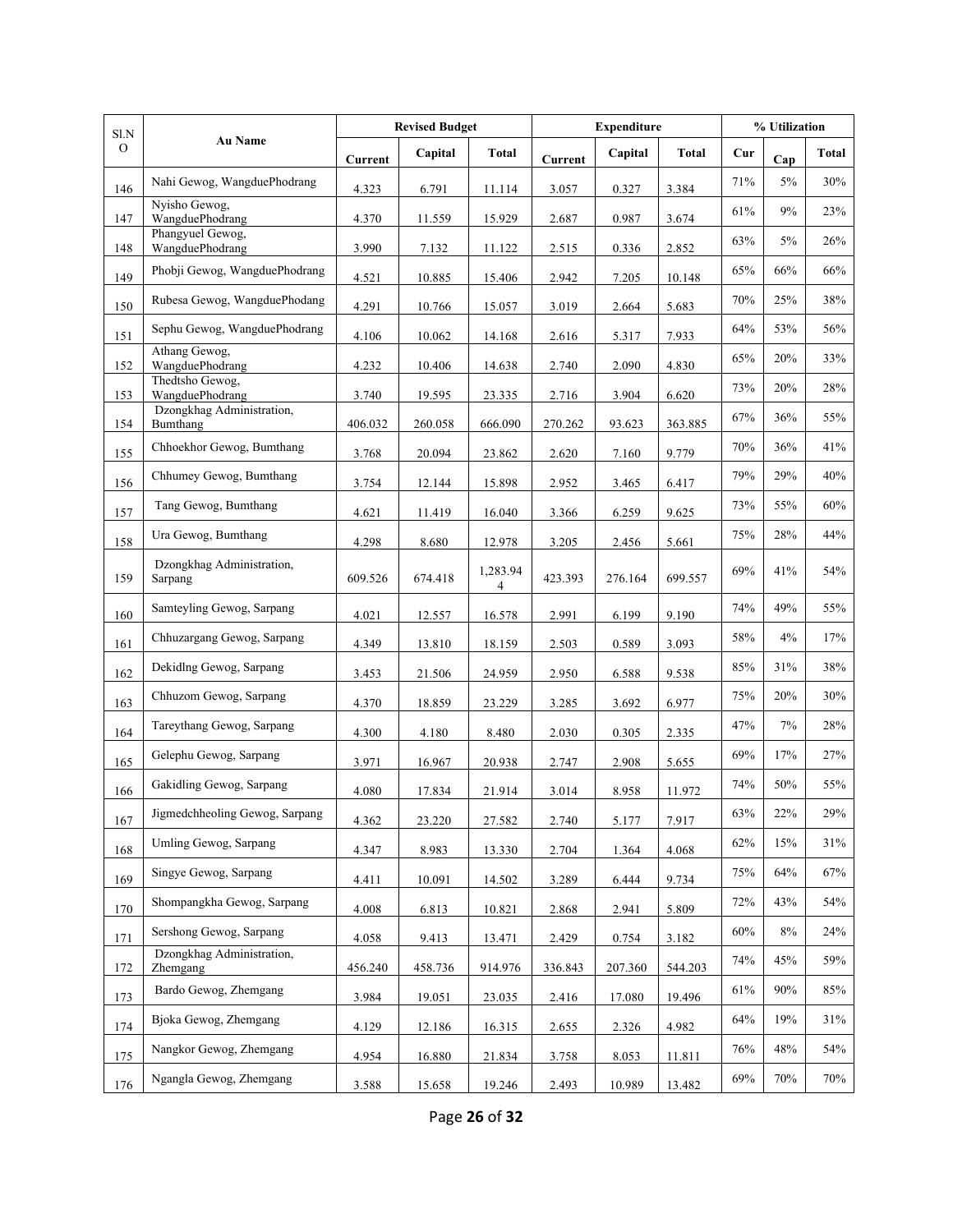| Sl.NO | Au Name | Revised Budget | | | Expenditure | | | % Utilization | | |
|---|---|---|---|---|---|---|---|---|---|---|
| | | Current | Capital | Total | Current | Capital | Total | Cur | Cap | Total |
| 146 | Nahi Gewog, WangduePhodrang | 4.323 | 6.791 | 11.114 | 3.057 | 0.327 | 3.384 | 71% | 5% | 30% |
| 147 | Nyisho Gewog, WangduePhodrang | 4.370 | 11.559 | 15.929 | 2.687 | 0.987 | 3.674 | 61% | 9% | 23% |
| 148 | Phangyuel Gewog, WangduePhodrang | 3.990 | 7.132 | 11.122 | 2.515 | 0.336 | 2.852 | 63% | 5% | 26% |
| 149 | Phobji Gewog, WangduePhodrang | 4.521 | 10.885 | 15.406 | 2.942 | 7.205 | 10.148 | 65% | 66% | 66% |
| 150 | Rubesa Gewog, WangduePhodang | 4.291 | 10.766 | 15.057 | 3.019 | 2.664 | 5.683 | 70% | 25% | 38% |
| 151 | Sephu Gewog, WangduePhodrang | 4.106 | 10.062 | 14.168 | 2.616 | 5.317 | 7.933 | 64% | 53% | 56% |
| 152 | Athang Gewog, WangduePhodrang | 4.232 | 10.406 | 14.638 | 2.740 | 2.090 | 4.830 | 65% | 20% | 33% |
| 153 | Thedtsho Gewog, WangduePhodrang | 3.740 | 19.595 | 23.335 | 2.716 | 3.904 | 6.620 | 73% | 20% | 28% |
| 154 | Dzongkhag Administration, Bumthang | 406.032 | 260.058 | 666.090 | 270.262 | 93.623 | 363.885 | 67% | 36% | 55% |
| 155 | Chhoekhor Gewog, Bumthang | 3.768 | 20.094 | 23.862 | 2.620 | 7.160 | 9.779 | 70% | 36% | 41% |
| 156 | Chhumey Gewog, Bumthang | 3.754 | 12.144 | 15.898 | 2.952 | 3.465 | 6.417 | 79% | 29% | 40% |
| 157 | Tang Gewog, Bumthang | 4.621 | 11.419 | 16.040 | 3.366 | 6.259 | 9.625 | 73% | 55% | 60% |
| 158 | Ura Gewog, Bumthang | 4.298 | 8.680 | 12.978 | 3.205 | 2.456 | 5.661 | 75% | 28% | 44% |
| 159 | Dzongkhag Administration, Sarpang | 609.526 | 674.418 | 1,283.944 | 423.393 | 276.164 | 699.557 | 69% | 41% | 54% |
| 160 | Samteyling Gewog, Sarpang | 4.021 | 12.557 | 16.578 | 2.991 | 6.199 | 9.190 | 74% | 49% | 55% |
| 161 | Chhuzargang Gewog, Sarpang | 4.349 | 13.810 | 18.159 | 2.503 | 0.589 | 3.093 | 58% | 4% | 17% |
| 162 | Dekidlng Gewog, Sarpang | 3.453 | 21.506 | 24.959 | 2.950 | 6.588 | 9.538 | 85% | 31% | 38% |
| 163 | Chhuzom Gewog, Sarpang | 4.370 | 18.859 | 23.229 | 3.285 | 3.692 | 6.977 | 75% | 20% | 30% |
| 164 | Tareythang Gewog, Sarpang | 4.300 | 4.180 | 8.480 | 2.030 | 0.305 | 2.335 | 47% | 7% | 28% |
| 165 | Gelephu Gewog, Sarpang | 3.971 | 16.967 | 20.938 | 2.747 | 2.908 | 5.655 | 69% | 17% | 27% |
| 166 | Gakidling Gewog, Sarpang | 4.080 | 17.834 | 21.914 | 3.014 | 8.958 | 11.972 | 74% | 50% | 55% |
| 167 | Jigmedchheoling Gewog, Sarpang | 4.362 | 23.220 | 27.582 | 2.740 | 5.177 | 7.917 | 63% | 22% | 29% |
| 168 | Umling Gewog, Sarpang | 4.347 | 8.983 | 13.330 | 2.704 | 1.364 | 4.068 | 62% | 15% | 31% |
| 169 | Singye Gewog, Sarpang | 4.411 | 10.091 | 14.502 | 3.289 | 6.444 | 9.734 | 75% | 64% | 67% |
| 170 | Shompangkha Gewog, Sarpang | 4.008 | 6.813 | 10.821 | 2.868 | 2.941 | 5.809 | 72% | 43% | 54% |
| 171 | Sershong Gewog, Sarpang | 4.058 | 9.413 | 13.471 | 2.429 | 0.754 | 3.182 | 60% | 8% | 24% |
| 172 | Dzongkhag Administration, Zhemgang | 456.240 | 458.736 | 914.976 | 336.843 | 207.360 | 544.203 | 74% | 45% | 59% |
| 173 | Bardo Gewog, Zhemgang | 3.984 | 19.051 | 23.035 | 2.416 | 17.080 | 19.496 | 61% | 90% | 85% |
| 174 | Bjoka Gewog, Zhemgang | 4.129 | 12.186 | 16.315 | 2.655 | 2.326 | 4.982 | 64% | 19% | 31% |
| 175 | Nangkor Gewog, Zhemgang | 4.954 | 16.880 | 21.834 | 3.758 | 8.053 | 11.811 | 76% | 48% | 54% |
| 176 | Ngangla Gewog, Zhemgang | 3.588 | 15.658 | 19.246 | 2.493 | 10.989 | 13.482 | 69% | 70% | 70% |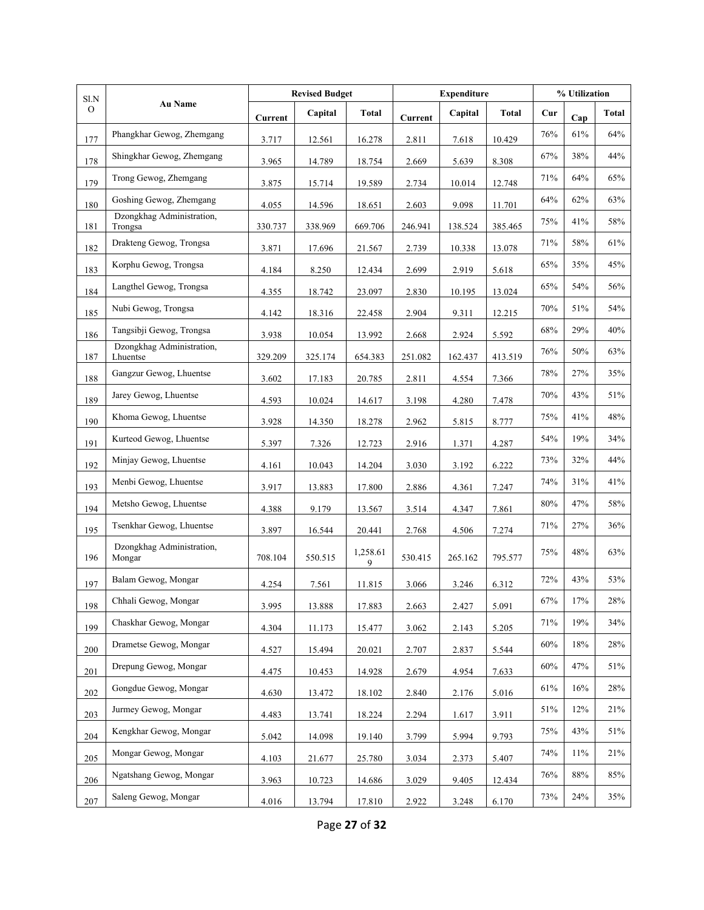| Sl.NO | Au Name | Revised Budget | | | Expenditure | | | % Utilization | | |
|---|---|---|---|---|---|---|---|---|---|---|
| | | Current | Capital | Total | Current | Capital | Total | Cur | Cap | Total |
| 177 | Phangkhar Gewog, Zhemgang | 3.717 | 12.561 | 16.278 | 2.811 | 7.618 | 10.429 | 76% | 61% | 64% |
| 178 | Shingkhar Gewog, Zhemgang | 3.965 | 14.789 | 18.754 | 2.669 | 5.639 | 8.308 | 67% | 38% | 44% |
| 179 | Trong Gewog, Zhemgang | 3.875 | 15.714 | 19.589 | 2.734 | 10.014 | 12.748 | 71% | 64% | 65% |
| 180 | Goshing Gewog, Zhemgang | 4.055 | 14.596 | 18.651 | 2.603 | 9.098 | 11.701 | 64% | 62% | 63% |
| 181 | Dzongkhag Administration, Trongsa | 330.737 | 338.969 | 669.706 | 246.941 | 138.524 | 385.465 | 75% | 41% | 58% |
| 182 | Drakteng Gewog, Trongsa | 3.871 | 17.696 | 21.567 | 2.739 | 10.338 | 13.078 | 71% | 58% | 61% |
| 183 | Korphu Gewog, Trongsa | 4.184 | 8.250 | 12.434 | 2.699 | 2.919 | 5.618 | 65% | 35% | 45% |
| 184 | Langthel Gewog, Trongsa | 4.355 | 18.742 | 23.097 | 2.830 | 10.195 | 13.024 | 65% | 54% | 56% |
| 185 | Nubi Gewog, Trongsa | 4.142 | 18.316 | 22.458 | 2.904 | 9.311 | 12.215 | 70% | 51% | 54% |
| 186 | Tangsibji Gewog, Trongsa | 3.938 | 10.054 | 13.992 | 2.668 | 2.924 | 5.592 | 68% | 29% | 40% |
| 187 | Dzongkhag Administration, Lhuentse | 329.209 | 325.174 | 654.383 | 251.082 | 162.437 | 413.519 | 76% | 50% | 63% |
| 188 | Gangzur Gewog, Lhuentse | 3.602 | 17.183 | 20.785 | 2.811 | 4.554 | 7.366 | 78% | 27% | 35% |
| 189 | Jarey Gewog, Lhuentse | 4.593 | 10.024 | 14.617 | 3.198 | 4.280 | 7.478 | 70% | 43% | 51% |
| 190 | Khoma Gewog, Lhuentse | 3.928 | 14.350 | 18.278 | 2.962 | 5.815 | 8.777 | 75% | 41% | 48% |
| 191 | Kurteod Gewog, Lhuentse | 5.397 | 7.326 | 12.723 | 2.916 | 1.371 | 4.287 | 54% | 19% | 34% |
| 192 | Minjay Gewog, Lhuentse | 4.161 | 10.043 | 14.204 | 3.030 | 3.192 | 6.222 | 73% | 32% | 44% |
| 193 | Menbi Gewog, Lhuentse | 3.917 | 13.883 | 17.800 | 2.886 | 4.361 | 7.247 | 74% | 31% | 41% |
| 194 | Metsho Gewog, Lhuentse | 4.388 | 9.179 | 13.567 | 3.514 | 4.347 | 7.861 | 80% | 47% | 58% |
| 195 | Tsenkhar Gewog, Lhuentse | 3.897 | 16.544 | 20.441 | 2.768 | 4.506 | 7.274 | 71% | 27% | 36% |
| 196 | Dzongkhag Administration, Mongar | 708.104 | 550.515 | 1,258.619 | 530.415 | 265.162 | 795.577 | 75% | 48% | 63% |
| 197 | Balam Gewog, Mongar | 4.254 | 7.561 | 11.815 | 3.066 | 3.246 | 6.312 | 72% | 43% | 53% |
| 198 | Chhali Gewog, Mongar | 3.995 | 13.888 | 17.883 | 2.663 | 2.427 | 5.091 | 67% | 17% | 28% |
| 199 | Chaskhar Gewog, Mongar | 4.304 | 11.173 | 15.477 | 3.062 | 2.143 | 5.205 | 71% | 19% | 34% |
| 200 | Drametse Gewog, Mongar | 4.527 | 15.494 | 20.021 | 2.707 | 2.837 | 5.544 | 60% | 18% | 28% |
| 201 | Drepung Gewog, Mongar | 4.475 | 10.453 | 14.928 | 2.679 | 4.954 | 7.633 | 60% | 47% | 51% |
| 202 | Gongdue Gewog, Mongar | 4.630 | 13.472 | 18.102 | 2.840 | 2.176 | 5.016 | 61% | 16% | 28% |
| 203 | Jurmey Gewog, Mongar | 4.483 | 13.741 | 18.224 | 2.294 | 1.617 | 3.911 | 51% | 12% | 21% |
| 204 | Kengkhar Gewog, Mongar | 5.042 | 14.098 | 19.140 | 3.799 | 5.994 | 9.793 | 75% | 43% | 51% |
| 205 | Mongar Gewog, Mongar | 4.103 | 21.677 | 25.780 | 3.034 | 2.373 | 5.407 | 74% | 11% | 21% |
| 206 | Ngatshang Gewog, Mongar | 3.963 | 10.723 | 14.686 | 3.029 | 9.405 | 12.434 | 76% | 88% | 85% |
| 207 | Saleng Gewog, Mongar | 4.016 | 13.794 | 17.810 | 2.922 | 3.248 | 6.170 | 73% | 24% | 35% |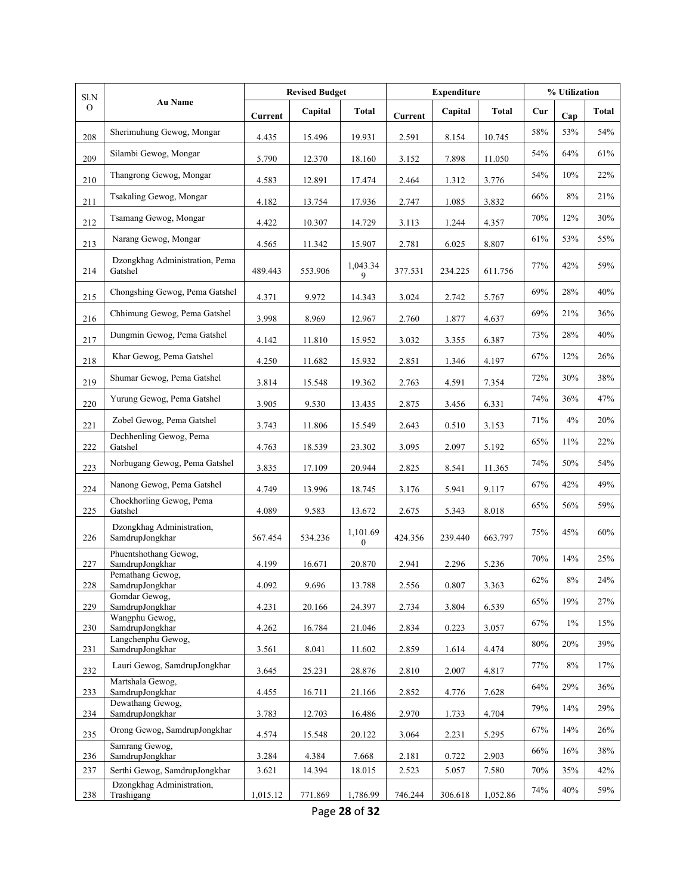| Sl.NO | Au Name | Revised Budget | | | Expenditure | | | % Utilization | | |
|---|---|---|---|---|---|---|---|---|---|---|
| | | Current | Capital | Total | Current | Capital | Total | Cur | Cap | Total |
| 208 | Sherimuhung Gewog, Mongar | 4.435 | 15.496 | 19.931 | 2.591 | 8.154 | 10.745 | 58% | 53% | 54% |
| 209 | Silambi Gewog, Mongar | 5.790 | 12.370 | 18.160 | 3.152 | 7.898 | 11.050 | 54% | 64% | 61% |
| 210 | Thangrong Gewog, Mongar | 4.583 | 12.891 | 17.474 | 2.464 | 1.312 | 3.776 | 54% | 10% | 22% |
| 211 | Tsakaling Gewog, Mongar | 4.182 | 13.754 | 17.936 | 2.747 | 1.085 | 3.832 | 66% | 8% | 21% |
| 212 | Tsamang Gewog, Mongar | 4.422 | 10.307 | 14.729 | 3.113 | 1.244 | 4.357 | 70% | 12% | 30% |
| 213 | Narang Gewog, Mongar | 4.565 | 11.342 | 15.907 | 2.781 | 6.025 | 8.807 | 61% | 53% | 55% |
| 214 | Dzongkhag Administration, Pema Gatshel | 489.443 | 553.906 | 1,043.349 | 377.531 | 234.225 | 611.756 | 77% | 42% | 59% |
| 215 | Chongshing Gewog, Pema Gatshel | 4.371 | 9.972 | 14.343 | 3.024 | 2.742 | 5.767 | 69% | 28% | 40% |
| 216 | Chhimung Gewog, Pema Gatshel | 3.998 | 8.969 | 12.967 | 2.760 | 1.877 | 4.637 | 69% | 21% | 36% |
| 217 | Dungmin Gewog, Pema Gatshel | 4.142 | 11.810 | 15.952 | 3.032 | 3.355 | 6.387 | 73% | 28% | 40% |
| 218 | Khar Gewog, Pema Gatshel | 4.250 | 11.682 | 15.932 | 2.851 | 1.346 | 4.197 | 67% | 12% | 26% |
| 219 | Shumar Gewog, Pema Gatshel | 3.814 | 15.548 | 19.362 | 2.763 | 4.591 | 7.354 | 72% | 30% | 38% |
| 220 | Yurung Gewog, Pema Gatshel | 3.905 | 9.530 | 13.435 | 2.875 | 3.456 | 6.331 | 74% | 36% | 47% |
| 221 | Zobel Gewog, Pema Gatshel | 3.743 | 11.806 | 15.549 | 2.643 | 0.510 | 3.153 | 71% | 4% | 20% |
| 222 | Dechhenling Gewog, Pema Gatshel | 4.763 | 18.539 | 23.302 | 3.095 | 2.097 | 5.192 | 65% | 11% | 22% |
| 223 | Norbugang Gewog, Pema Gatshel | 3.835 | 17.109 | 20.944 | 2.825 | 8.541 | 11.365 | 74% | 50% | 54% |
| 224 | Nanong Gewog, Pema Gatshel | 4.749 | 13.996 | 18.745 | 3.176 | 5.941 | 9.117 | 67% | 42% | 49% |
| 225 | Choekhorling Gewog, Pema Gatshel | 4.089 | 9.583 | 13.672 | 2.675 | 5.343 | 8.018 | 65% | 56% | 59% |
| 226 | Dzongkhag Administration, SamdrupJongkhar | 567.454 | 534.236 | 1,101.690 | 424.356 | 239.440 | 663.797 | 75% | 45% | 60% |
| 227 | Phuentshothang Gewog, SamdrupJongkhar | 4.199 | 16.671 | 20.870 | 2.941 | 2.296 | 5.236 | 70% | 14% | 25% |
| 228 | Pemathang Gewog, SamdrupJongkhar | 4.092 | 9.696 | 13.788 | 2.556 | 0.807 | 3.363 | 62% | 8% | 24% |
| 229 | Gomdar Gewog, SamdrupJongkhar | 4.231 | 20.166 | 24.397 | 2.734 | 3.804 | 6.539 | 65% | 19% | 27% |
| 230 | Wangphu Gewog, SamdrupJongkhar | 4.262 | 16.784 | 21.046 | 2.834 | 0.223 | 3.057 | 67% | 1% | 15% |
| 231 | Langchenphu Gewog, SamdrupJongkhar | 3.561 | 8.041 | 11.602 | 2.859 | 1.614 | 4.474 | 80% | 20% | 39% |
| 232 | Lauri Gewog, SamdrupJongkhar | 3.645 | 25.231 | 28.876 | 2.810 | 2.007 | 4.817 | 77% | 8% | 17% |
| 233 | Martshala Gewog, SamdrupJongkhar | 4.455 | 16.711 | 21.166 | 2.852 | 4.776 | 7.628 | 64% | 29% | 36% |
| 234 | Dewathang Gewog, SamdrupJongkhar | 3.783 | 12.703 | 16.486 | 2.970 | 1.733 | 4.704 | 79% | 14% | 29% |
| 235 | Orong Gewog, SamdrupJongkhar | 4.574 | 15.548 | 20.122 | 3.064 | 2.231 | 5.295 | 67% | 14% | 26% |
| 236 | Samrang Gewog, SamdrupJongkhar | 3.284 | 4.384 | 7.668 | 2.181 | 0.722 | 2.903 | 66% | 16% | 38% |
| 237 | Serthi Gewog, SamdrupJongkhar | 3.621 | 14.394 | 18.015 | 2.523 | 5.057 | 7.580 | 70% | 35% | 42% |
| 238 | Dzongkhag Administration, Trashigang | 1,015.12 | 771.869 | 1,786.99 | 746.244 | 306.618 | 1,052.86 | 74% | 40% | 59% |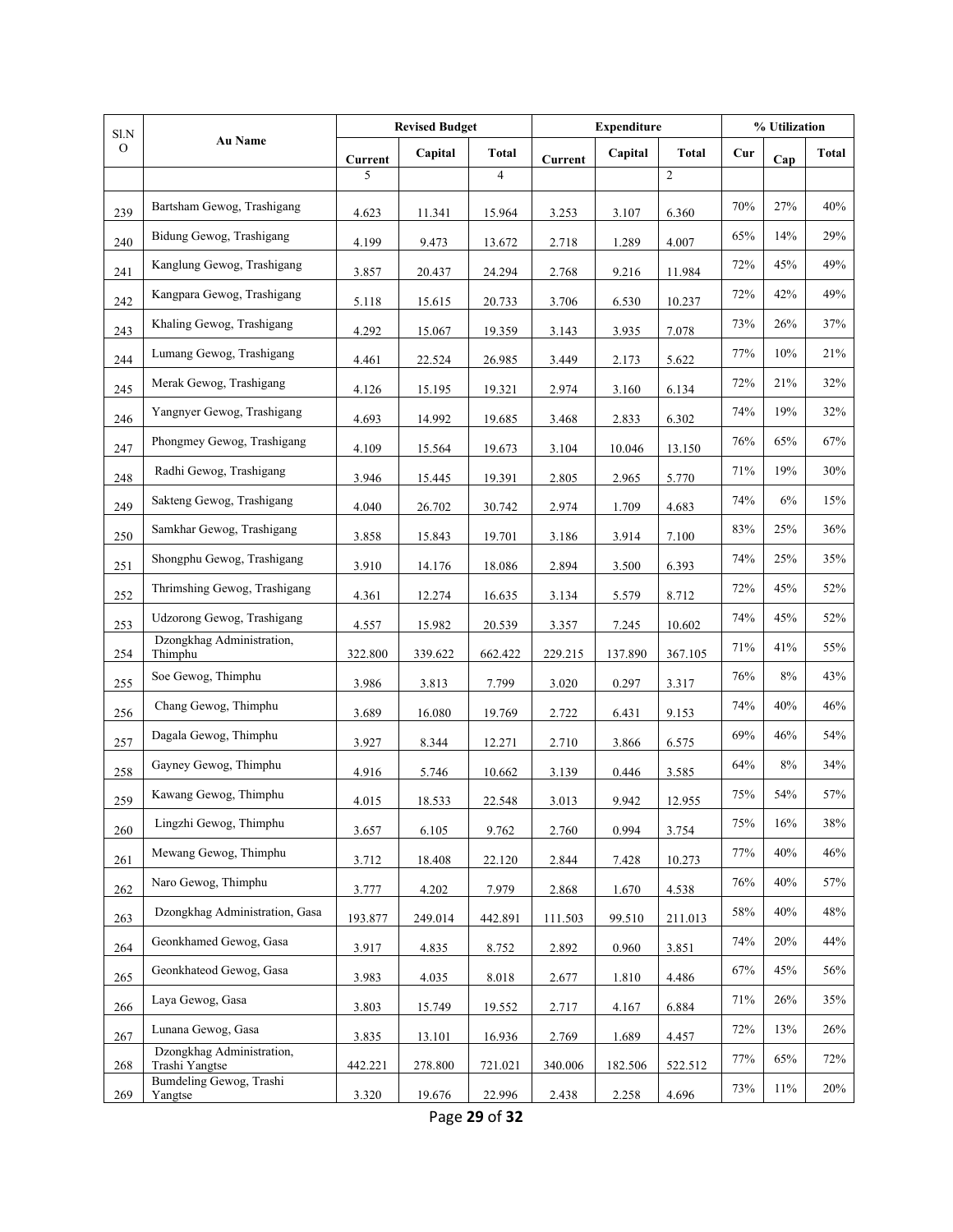| Sl.NO | Au Name | Revised Budget | | | Expenditure | | | % Utilization | | |
|---|---|---|---|---|---|---|---|---|---|---|
| | | Current | Capital | Total | Current | Capital | Total | Cur | Cap | Total |
| | | 5 | | 4 | | | 2 | | | |
| 239 | Bartsham Gewog, Trashigang | 4.623 | 11.341 | 15.964 | 3.253 | 3.107 | 6.360 | 70% | 27% | 40% |
| 240 | Bidung Gewog, Trashigang | 4.199 | 9.473 | 13.672 | 2.718 | 1.289 | 4.007 | 65% | 14% | 29% |
| 241 | Kanglung Gewog, Trashigang | 3.857 | 20.437 | 24.294 | 2.768 | 9.216 | 11.984 | 72% | 45% | 49% |
| 242 | Kangpara Gewog, Trashigang | 5.118 | 15.615 | 20.733 | 3.706 | 6.530 | 10.237 | 72% | 42% | 49% |
| 243 | Khaling Gewog, Trashigang | 4.292 | 15.067 | 19.359 | 3.143 | 3.935 | 7.078 | 73% | 26% | 37% |
| 244 | Lumang Gewog, Trashigang | 4.461 | 22.524 | 26.985 | 3.449 | 2.173 | 5.622 | 77% | 10% | 21% |
| 245 | Merak Gewog, Trashigang | 4.126 | 15.195 | 19.321 | 2.974 | 3.160 | 6.134 | 72% | 21% | 32% |
| 246 | Yangnyer Gewog, Trashigang | 4.693 | 14.992 | 19.685 | 3.468 | 2.833 | 6.302 | 74% | 19% | 32% |
| 247 | Phongmey Gewog, Trashigang | 4.109 | 15.564 | 19.673 | 3.104 | 10.046 | 13.150 | 76% | 65% | 67% |
| 248 | Radhi Gewog, Trashigang | 3.946 | 15.445 | 19.391 | 2.805 | 2.965 | 5.770 | 71% | 19% | 30% |
| 249 | Sakteng Gewog, Trashigang | 4.040 | 26.702 | 30.742 | 2.974 | 1.709 | 4.683 | 74% | 6% | 15% |
| 250 | Samkhar Gewog, Trashigang | 3.858 | 15.843 | 19.701 | 3.186 | 3.914 | 7.100 | 83% | 25% | 36% |
| 251 | Shongphu Gewog, Trashigang | 3.910 | 14.176 | 18.086 | 2.894 | 3.500 | 6.393 | 74% | 25% | 35% |
| 252 | Thrimshing Gewog, Trashigang | 4.361 | 12.274 | 16.635 | 3.134 | 5.579 | 8.712 | 72% | 45% | 52% |
| 253 | Udzorong Gewog, Trashigang | 4.557 | 15.982 | 20.539 | 3.357 | 7.245 | 10.602 | 74% | 45% | 52% |
| 254 | Dzongkhag Administration, Thimphu | 322.800 | 339.622 | 662.422 | 229.215 | 137.890 | 367.105 | 71% | 41% | 55% |
| 255 | Soe Gewog, Thimphu | 3.986 | 3.813 | 7.799 | 3.020 | 0.297 | 3.317 | 76% | 8% | 43% |
| 256 | Chang Gewog, Thimphu | 3.689 | 16.080 | 19.769 | 2.722 | 6.431 | 9.153 | 74% | 40% | 46% |
| 257 | Dagala Gewog, Thimphu | 3.927 | 8.344 | 12.271 | 2.710 | 3.866 | 6.575 | 69% | 46% | 54% |
| 258 | Gayney Gewog, Thimphu | 4.916 | 5.746 | 10.662 | 3.139 | 0.446 | 3.585 | 64% | 8% | 34% |
| 259 | Kawang Gewog, Thimphu | 4.015 | 18.533 | 22.548 | 3.013 | 9.942 | 12.955 | 75% | 54% | 57% |
| 260 | Lingzhi Gewog, Thimphu | 3.657 | 6.105 | 9.762 | 2.760 | 0.994 | 3.754 | 75% | 16% | 38% |
| 261 | Mewang Gewog, Thimphu | 3.712 | 18.408 | 22.120 | 2.844 | 7.428 | 10.273 | 77% | 40% | 46% |
| 262 | Naro Gewog, Thimphu | 3.777 | 4.202 | 7.979 | 2.868 | 1.670 | 4.538 | 76% | 40% | 57% |
| 263 | Dzongkhag Administration, Gasa | 193.877 | 249.014 | 442.891 | 111.503 | 99.510 | 211.013 | 58% | 40% | 48% |
| 264 | Geonkhamed Gewog, Gasa | 3.917 | 4.835 | 8.752 | 2.892 | 0.960 | 3.851 | 74% | 20% | 44% |
| 265 | Geonkhateod Gewog, Gasa | 3.983 | 4.035 | 8.018 | 2.677 | 1.810 | 4.486 | 67% | 45% | 56% |
| 266 | Laya Gewog, Gasa | 3.803 | 15.749 | 19.552 | 2.717 | 4.167 | 6.884 | 71% | 26% | 35% |
| 267 | Lunana Gewog, Gasa | 3.835 | 13.101 | 16.936 | 2.769 | 1.689 | 4.457 | 72% | 13% | 26% |
| 268 | Dzongkhag Administration, Trashi Yangtse | 442.221 | 278.800 | 721.021 | 340.006 | 182.506 | 522.512 | 77% | 65% | 72% |
| 269 | Bumdeling Gewog, Trashi Yangtse | 3.320 | 19.676 | 22.996 | 2.438 | 2.258 | 4.696 | 73% | 11% | 20% |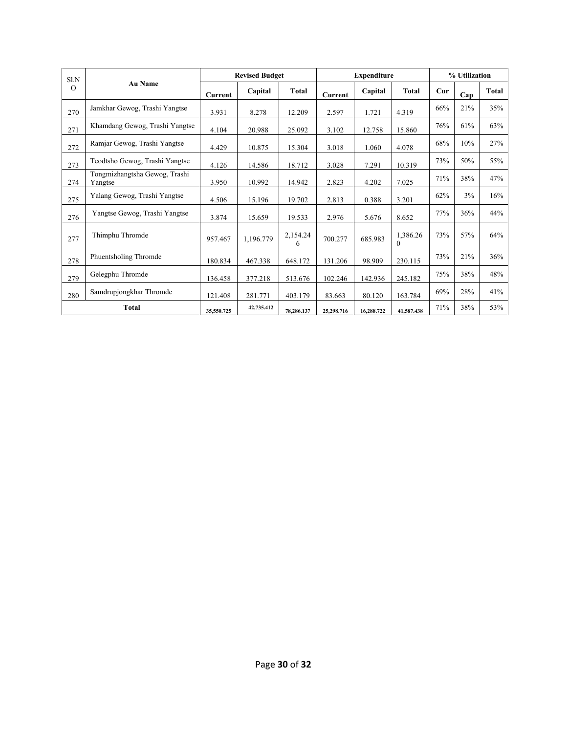| Sl.NO | Au Name | Revised Budget | | | Expenditure | | | % Utilization | | |
|---|---|---|---|---|---|---|---|---|---|---|
| | | Current | Capital | Total | Current | Capital | Total | Cur | Cap | Total |
| 270 | Jamkhar Gewog, Trashi Yangtse | 3.931 | 8.278 | 12.209 | 2.597 | 1.721 | 4.319 | 66% | 21% | 35% |
| 271 | Khamdang Gewog, Trashi Yangtse | 4.104 | 20.988 | 25.092 | 3.102 | 12.758 | 15.860 | 76% | 61% | 63% |
| 272 | Ramjar Gewog, Trashi Yangtse | 4.429 | 10.875 | 15.304 | 3.018 | 1.060 | 4.078 | 68% | 10% | 27% |
| 273 | Teodtsho Gewog, Trashi Yangtse | 4.126 | 14.586 | 18.712 | 3.028 | 7.291 | 10.319 | 73% | 50% | 55% |
| 274 | Tongmizhangtsha Gewog, Trashi Yangtse | 3.950 | 10.992 | 14.942 | 2.823 | 4.202 | 7.025 | 71% | 38% | 47% |
| 275 | Yalang Gewog, Trashi Yangtse | 4.506 | 15.196 | 19.702 | 2.813 | 0.388 | 3.201 | 62% | 3% | 16% |
| 276 | Yangtse Gewog, Trashi Yangtse | 3.874 | 15.659 | 19.533 | 2.976 | 5.676 | 8.652 | 77% | 36% | 44% |
| 277 | Thimphu Thromde | 957.467 | 1,196.779 | 2,154.246 | 700.277 | 685.983 | 1,386.260 | 73% | 57% | 64% |
| 278 | Phuentsholing Thromde | 180.834 | 467.338 | 648.172 | 131.206 | 98.909 | 230.115 | 73% | 21% | 36% |
| 279 | Gelegphu Thromde | 136.458 | 377.218 | 513.676 | 102.246 | 142.936 | 245.182 | 75% | 38% | 48% |
| 280 | Samdrupjongkhar Thromde | 121.408 | 281.771 | 403.179 | 83.663 | 80.120 | 163.784 | 69% | 28% | 41% |
| Total | | 35,550.725 | 42,735.412 | 78,286.137 | 25,298.716 | 16,288.722 | 41,587.438 | 71% | 38% | 53% |